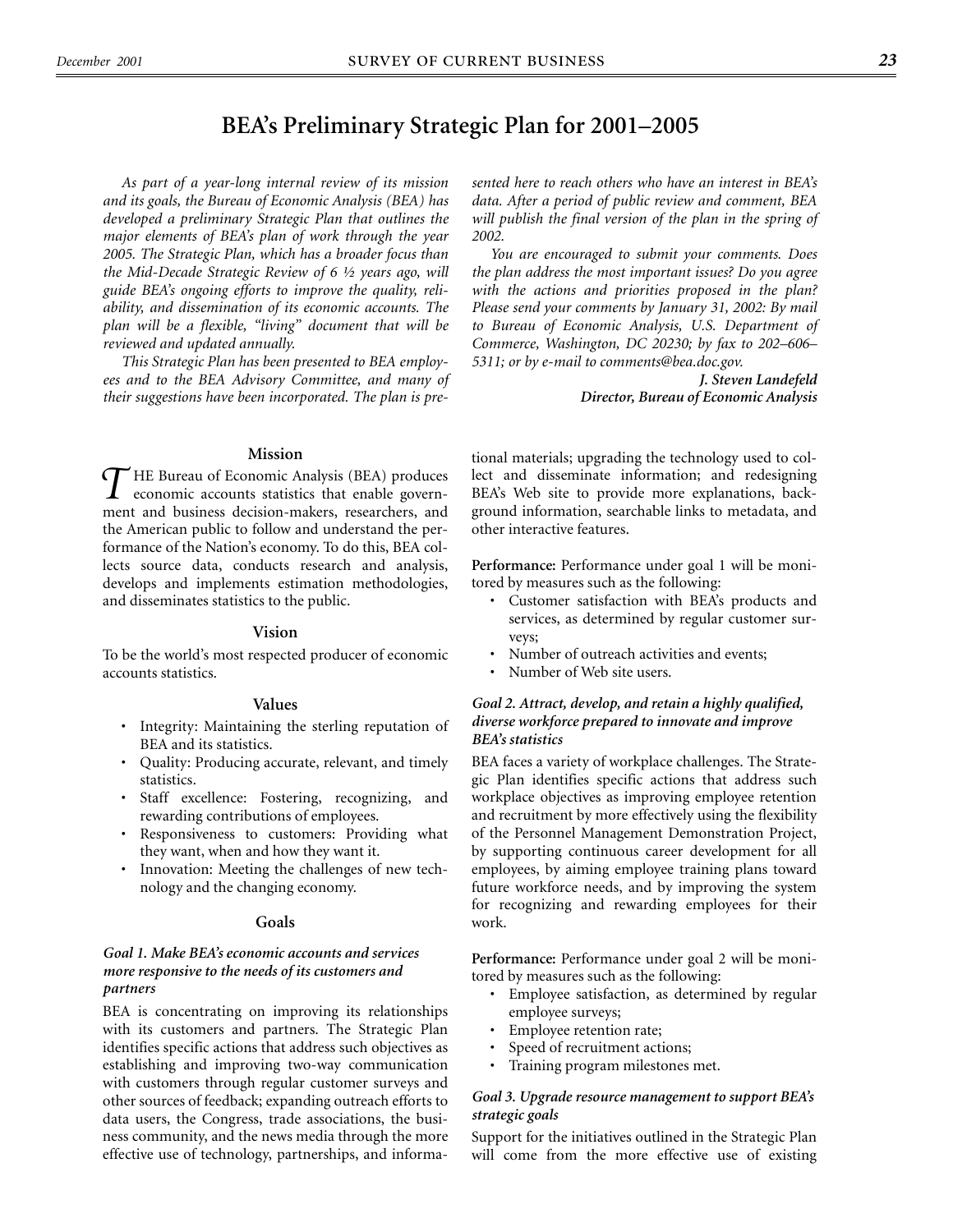# BEA's Preliminary Strategic Plan for 2001–2005

*As part of a year-long internal review of its mission and its goals, the Bureau of Economic Analysis (BEA) has developed a preliminary Strategic Plan that outlines the major elements of BEA's plan of work through the year 2005. The Strategic Plan, which has a broader focus than the Mid-Decade Strategic Review of 6 ½ years ago, will guide BEA's ongoing efforts to improve the quality, reliability, and dissemination of its economic accounts. The plan will be a flexible, "living" document that will be reviewed and updated annually.*

*This Strategic Plan has been presented to BEA employees and to the BEA Advisory Committee, and many of their suggestions have been incorporated. The plan is presented here to reach others who have an interest in BEA's data. After a period of public review and comment, BEA will publish the final version of the plan in the spring of 2002.*

*You are encouraged to submit your comments. Does the plan address the most important issues? Do you agree with the actions and priorities proposed in the plan? Please send your comments by January 31, 2002: By mail to Bureau of Economic Analysis, U.S. Department of Commerce, Washington, DC 20230; by fax to 202–606–5311; or by e-mail to comments@bea.doc.gov.*

***J. Steven Landefeld***
***Director, Bureau of Economic Analysis***

## Mission

THE Bureau of Economic Analysis (BEA) produces economic accounts statistics that enable government and business decision-makers, researchers, and the American public to follow and understand the performance of the Nation's economy. To do this, BEA collects source data, conducts research and analysis, develops and implements estimation methodologies, and disseminates statistics to the public.

## Vision

To be the world's most respected producer of economic accounts statistics.

## Values

- Integrity: Maintaining the sterling reputation of BEA and its statistics.
- Quality: Producing accurate, relevant, and timely statistics.
- Staff excellence: Fostering, recognizing, and rewarding contributions of employees.
- Responsiveness to customers: Providing what they want, when and how they want it.
- Innovation: Meeting the challenges of new technology and the changing economy.

## Goals

### *Goal 1. Make BEA's economic accounts and services more responsive to the needs of its customers and partners*

BEA is concentrating on improving its relationships with its customers and partners. The Strategic Plan identifies specific actions that address such objectives as establishing and improving two-way communication with customers through regular customer surveys and other sources of feedback; expanding outreach efforts to data users, the Congress, trade associations, the business community, and the news media through the more effective use of technology, partnerships, and informational materials; upgrading the technology used to collect and disseminate information; and redesigning BEA's Web site to provide more explanations, background information, searchable links to metadata, and other interactive features.

**Performance:** Performance under goal 1 will be monitored by measures such as the following:

- Customer satisfaction with BEA's products and services, as determined by regular customer surveys;
- Number of outreach activities and events;
- Number of Web site users.

### *Goal 2. Attract, develop, and retain a highly qualified, diverse workforce prepared to innovate and improve BEA's statistics*

BEA faces a variety of workplace challenges. The Strategic Plan identifies specific actions that address such workplace objectives as improving employee retention and recruitment by more effectively using the flexibility of the Personnel Management Demonstration Project, by supporting continuous career development for all employees, by aiming employee training plans toward future workforce needs, and by improving the system for recognizing and rewarding employees for their work.

**Performance:** Performance under goal 2 will be monitored by measures such as the following:

- Employee satisfaction, as determined by regular employee surveys;
- Employee retention rate;
- Speed of recruitment actions;
- Training program milestones met.

### *Goal 3. Upgrade resource management to support BEA's strategic goals*

Support for the initiatives outlined in the Strategic Plan will come from the more effective use of existing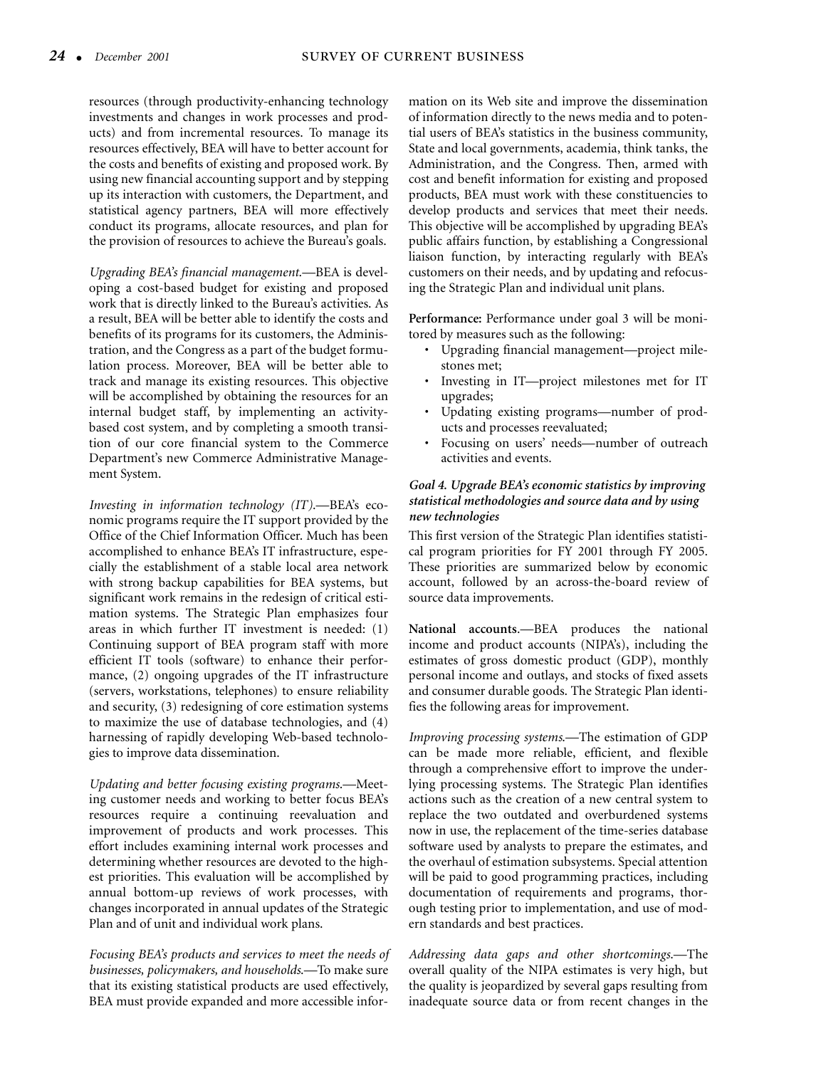resources (through productivity-enhancing technology investments and changes in work processes and products) and from incremental resources. To manage its resources effectively, BEA will have to better account for the costs and benefits of existing and proposed work. By using new financial accounting support and by stepping up its interaction with customers, the Department, and statistical agency partners, BEA will more effectively conduct its programs, allocate resources, and plan for the provision of resources to achieve the Bureau's goals.

*Upgrading BEA's financial management.*—BEA is developing a cost-based budget for existing and proposed work that is directly linked to the Bureau's activities. As a result, BEA will be better able to identify the costs and benefits of its programs for its customers, the Administration, and the Congress as a part of the budget formulation process. Moreover, BEA will be better able to track and manage its existing resources. This objective will be accomplished by obtaining the resources for an internal budget staff, by implementing an activity-based cost system, and by completing a smooth transition of our core financial system to the Commerce Department's new Commerce Administrative Management System.

*Investing in information technology (IT).*—BEA's economic programs require the IT support provided by the Office of the Chief Information Officer. Much has been accomplished to enhance BEA's IT infrastructure, especially the establishment of a stable local area network with strong backup capabilities for BEA systems, but significant work remains in the redesign of critical estimation systems. The Strategic Plan emphasizes four areas in which further IT investment is needed: (1) Continuing support of BEA program staff with more efficient IT tools (software) to enhance their performance, (2) ongoing upgrades of the IT infrastructure (servers, workstations, telephones) to ensure reliability and security, (3) redesigning of core estimation systems to maximize the use of database technologies, and (4) harnessing of rapidly developing Web-based technologies to improve data dissemination.

*Updating and better focusing existing programs.*—Meeting customer needs and working to better focus BEA's resources require a continuing reevaluation and improvement of products and work processes. This effort includes examining internal work processes and determining whether resources are devoted to the highest priorities. This evaluation will be accomplished by annual bottom-up reviews of work processes, with changes incorporated in annual updates of the Strategic Plan and of unit and individual work plans.

*Focusing BEA's products and services to meet the needs of businesses, policymakers, and households.*—To make sure that its existing statistical products are used effectively, BEA must provide expanded and more accessible information on its Web site and improve the dissemination of information directly to the news media and to potential users of BEA's statistics in the business community, State and local governments, academia, think tanks, the Administration, and the Congress. Then, armed with cost and benefit information for existing and proposed products, BEA must work with these constituencies to develop products and services that meet their needs. This objective will be accomplished by upgrading BEA's public affairs function, by establishing a Congressional liaison function, by interacting regularly with BEA's customers on their needs, and by updating and refocusing the Strategic Plan and individual unit plans.

**Performance:** Performance under goal 3 will be monitored by measures such as the following:

- Upgrading financial management—project milestones met;
- Investing in IT—project milestones met for IT upgrades;
- Updating existing programs—number of products and processes reevaluated;
- Focusing on users' needs—number of outreach activities and events.

### *Goal 4. Upgrade BEA's economic statistics by improving statistical methodologies and source data and by using new technologies*

This first version of the Strategic Plan identifies statistical program priorities for FY 2001 through FY 2005. These priorities are summarized below by economic account, followed by an across-the-board review of source data improvements.

**National accounts.**—BEA produces the national income and product accounts (NIPA's), including the estimates of gross domestic product (GDP), monthly personal income and outlays, and stocks of fixed assets and consumer durable goods. The Strategic Plan identifies the following areas for improvement.

*Improving processing systems.*—The estimation of GDP can be made more reliable, efficient, and flexible through a comprehensive effort to improve the underlying processing systems. The Strategic Plan identifies actions such as the creation of a new central system to replace the two outdated and overburdened systems now in use, the replacement of the time-series database software used by analysts to prepare the estimates, and the overhaul of estimation subsystems. Special attention will be paid to good programming practices, including documentation of requirements and programs, thorough testing prior to implementation, and use of modern standards and best practices.

*Addressing data gaps and other shortcomings.*—The overall quality of the NIPA estimates is very high, but the quality is jeopardized by several gaps resulting from inadequate source data or from recent changes in the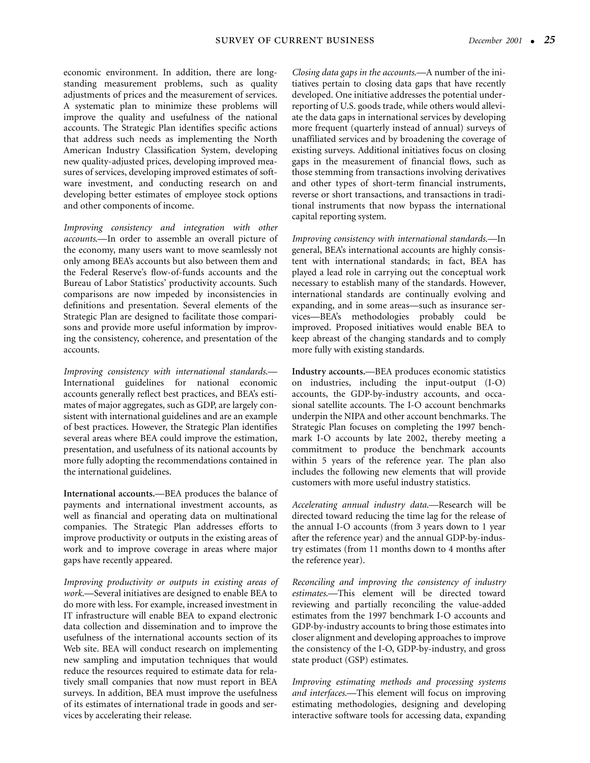economic environment. In addition, there are long-standing measurement problems, such as quality adjustments of prices and the measurement of services. A systematic plan to minimize these problems will improve the quality and usefulness of the national accounts. The Strategic Plan identifies specific actions that address such needs as implementing the North American Industry Classification System, developing new quality-adjusted prices, developing improved measures of services, developing improved estimates of software investment, and conducting research on and developing better estimates of employee stock options and other components of income.

*Improving consistency and integration with other accounts.*—In order to assemble an overall picture of the economy, many users want to move seamlessly not only among BEA's accounts but also between them and the Federal Reserve's flow-of-funds accounts and the Bureau of Labor Statistics' productivity accounts. Such comparisons are now impeded by inconsistencies in definitions and presentation. Several elements of the Strategic Plan are designed to facilitate those comparisons and provide more useful information by improving the consistency, coherence, and presentation of the accounts.

*Improving consistency with international standards.*—International guidelines for national economic accounts generally reflect best practices, and BEA's estimates of major aggregates, such as GDP, are largely consistent with international guidelines and are an example of best practices. However, the Strategic Plan identifies several areas where BEA could improve the estimation, presentation, and usefulness of its national accounts by more fully adopting the recommendations contained in the international guidelines.

**International accounts.**—BEA produces the balance of payments and international investment accounts, as well as financial and operating data on multinational companies. The Strategic Plan addresses efforts to improve productivity or outputs in the existing areas of work and to improve coverage in areas where major gaps have recently appeared.

*Improving productivity or outputs in existing areas of work.*—Several initiatives are designed to enable BEA to do more with less. For example, increased investment in IT infrastructure will enable BEA to expand electronic data collection and dissemination and to improve the usefulness of the international accounts section of its Web site. BEA will conduct research on implementing new sampling and imputation techniques that would reduce the resources required to estimate data for relatively small companies that now must report in BEA surveys. In addition, BEA must improve the usefulness of its estimates of international trade in goods and services by accelerating their release.

*Closing data gaps in the accounts.*—A number of the initiatives pertain to closing data gaps that have recently developed. One initiative addresses the potential underreporting of U.S. goods trade, while others would alleviate the data gaps in international services by developing more frequent (quarterly instead of annual) surveys of unaffiliated services and by broadening the coverage of existing surveys. Additional initiatives focus on closing gaps in the measurement of financial flows, such as those stemming from transactions involving derivatives and other types of short-term financial instruments, reverse or short transactions, and transactions in traditional instruments that now bypass the international capital reporting system.

*Improving consistency with international standards.*—In general, BEA's international accounts are highly consistent with international standards; in fact, BEA has played a lead role in carrying out the conceptual work necessary to establish many of the standards. However, international standards are continually evolving and expanding, and in some areas—such as insurance services—BEA's methodologies probably could be improved. Proposed initiatives would enable BEA to keep abreast of the changing standards and to comply more fully with existing standards.

**Industry accounts.**—BEA produces economic statistics on industries, including the input-output (I-O) accounts, the GDP-by-industry accounts, and occasional satellite accounts. The I-O account benchmarks underpin the NIPA and other account benchmarks. The Strategic Plan focuses on completing the 1997 benchmark I-O accounts by late 2002, thereby meeting a commitment to produce the benchmark accounts within 5 years of the reference year. The plan also includes the following new elements that will provide customers with more useful industry statistics.

*Accelerating annual industry data.*—Research will be directed toward reducing the time lag for the release of the annual I-O accounts (from 3 years down to 1 year after the reference year) and the annual GDP-by-industry estimates (from 11 months down to 4 months after the reference year).

*Reconciling and improving the consistency of industry estimates.*—This element will be directed toward reviewing and partially reconciling the value-added estimates from the 1997 benchmark I-O accounts and GDP-by-industry accounts to bring those estimates into closer alignment and developing approaches to improve the consistency of the I-O, GDP-by-industry, and gross state product (GSP) estimates.

*Improving estimating methods and processing systems and interfaces.*—This element will focus on improving estimating methodologies, designing and developing interactive software tools for accessing data, expanding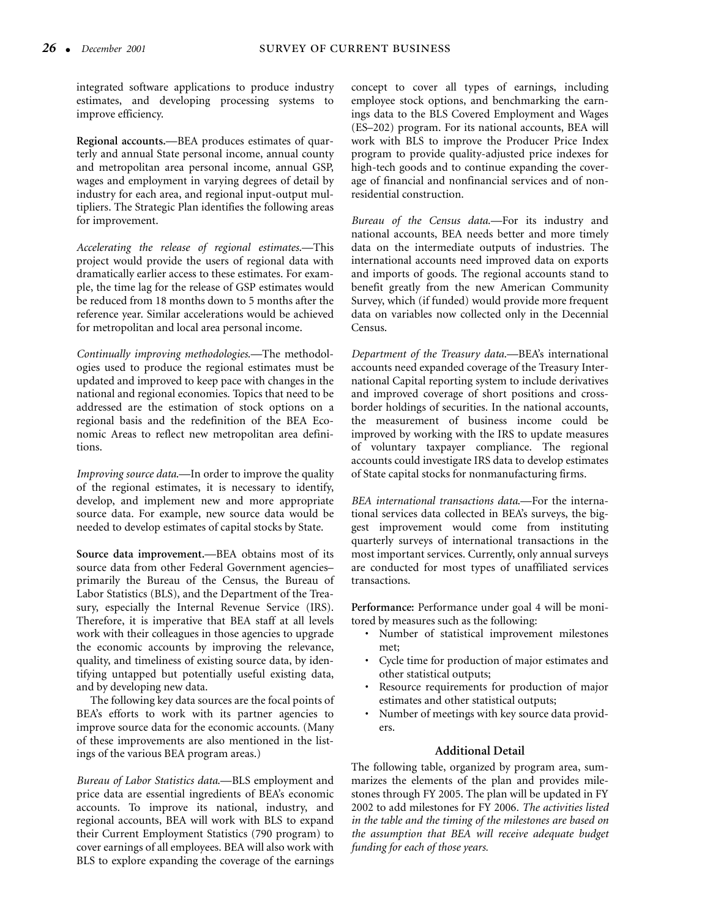integrated software applications to produce industry estimates, and developing processing systems to improve efficiency.

**Regional accounts.**—BEA produces estimates of quarterly and annual State personal income, annual county and metropolitan area personal income, annual GSP, wages and employment in varying degrees of detail by industry for each area, and regional input-output multipliers. The Strategic Plan identifies the following areas for improvement.

*Accelerating the release of regional estimates.*—This project would provide the users of regional data with dramatically earlier access to these estimates. For example, the time lag for the release of GSP estimates would be reduced from 18 months down to 5 months after the reference year. Similar accelerations would be achieved for metropolitan and local area personal income.

*Continually improving methodologies.*—The methodologies used to produce the regional estimates must be updated and improved to keep pace with changes in the national and regional economies. Topics that need to be addressed are the estimation of stock options on a regional basis and the redefinition of the BEA Economic Areas to reflect new metropolitan area definitions.

*Improving source data.*—In order to improve the quality of the regional estimates, it is necessary to identify, develop, and implement new and more appropriate source data. For example, new source data would be needed to develop estimates of capital stocks by State.

**Source data improvement.**—BEA obtains most of its source data from other Federal Government agencies–primarily the Bureau of the Census, the Bureau of Labor Statistics (BLS), and the Department of the Treasury, especially the Internal Revenue Service (IRS). Therefore, it is imperative that BEA staff at all levels work with their colleagues in those agencies to upgrade the economic accounts by improving the relevance, quality, and timeliness of existing source data, by identifying untapped but potentially useful existing data, and by developing new data.

The following key data sources are the focal points of BEA's efforts to work with its partner agencies to improve source data for the economic accounts. (Many of these improvements are also mentioned in the listings of the various BEA program areas.)

*Bureau of Labor Statistics data.*—BLS employment and price data are essential ingredients of BEA's economic accounts. To improve its national, industry, and regional accounts, BEA will work with BLS to expand their Current Employment Statistics (790 program) to cover earnings of all employees. BEA will also work with BLS to explore expanding the coverage of the earnings concept to cover all types of earnings, including employee stock options, and benchmarking the earnings data to the BLS Covered Employment and Wages (ES–202) program. For its national accounts, BEA will work with BLS to improve the Producer Price Index program to provide quality-adjusted price indexes for high-tech goods and to continue expanding the coverage of financial and nonfinancial services and of nonresidential construction.

*Bureau of the Census data.*—For its industry and national accounts, BEA needs better and more timely data on the intermediate outputs of industries. The international accounts need improved data on exports and imports of goods. The regional accounts stand to benefit greatly from the new American Community Survey, which (if funded) would provide more frequent data on variables now collected only in the Decennial Census.

*Department of the Treasury data.*—BEA's international accounts need expanded coverage of the Treasury International Capital reporting system to include derivatives and improved coverage of short positions and cross-border holdings of securities. In the national accounts, the measurement of business income could be improved by working with the IRS to update measures of voluntary taxpayer compliance. The regional accounts could investigate IRS data to develop estimates of State capital stocks for nonmanufacturing firms.

*BEA international transactions data.*—For the international services data collected in BEA's surveys, the biggest improvement would come from instituting quarterly surveys of international transactions in the most important services. Currently, only annual surveys are conducted for most types of unaffiliated services transactions.

**Performance:** Performance under goal 4 will be monitored by measures such as the following:

- Number of statistical improvement milestones met;
- Cycle time for production of major estimates and other statistical outputs;
- Resource requirements for production of major estimates and other statistical outputs;
- Number of meetings with key source data providers.

### Additional Detail

The following table, organized by program area, summarizes the elements of the plan and provides milestones through FY 2005. The plan will be updated in FY 2002 to add milestones for FY 2006. *The activities listed in the table and the timing of the milestones are based on the assumption that BEA will receive adequate budget funding for each of those years.*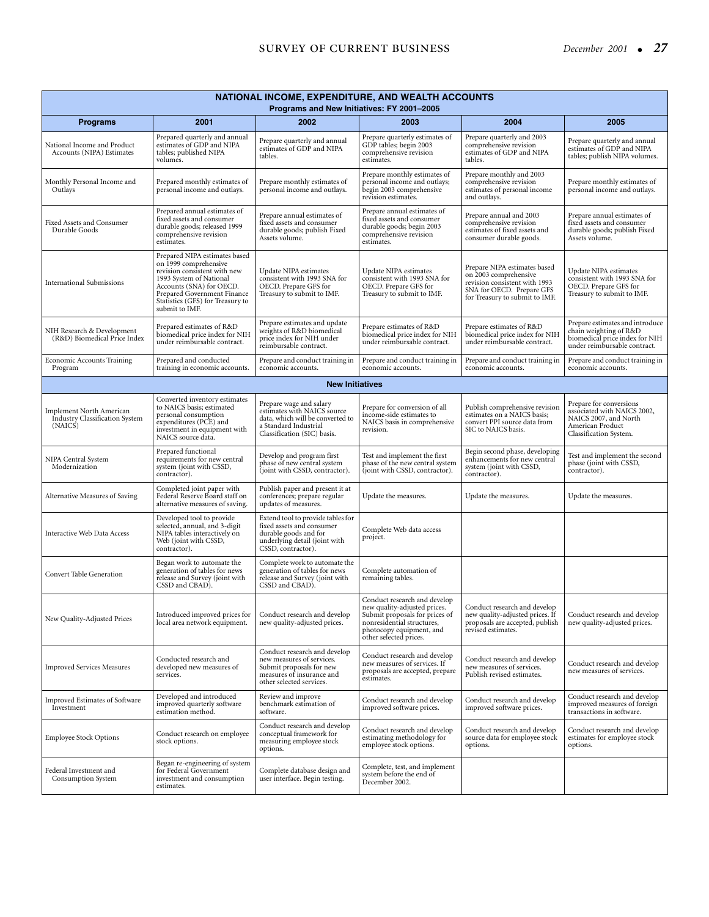| NATIONAL INCOME, EXPENDITURE, AND WEALTH ACCOUNTS Programs and New Initiatives: FY 2001–2005 | | | | | |
|---|---|---|---|---|---|
| **Programs** | **2001** | **2002** | **2003** | **2004** | **2005** |
| National Income and Product Accounts (NIPA) Estimates | Prepared quarterly and annual estimates of GDP and NIPA tables; published NIPA volumes. | Prepare quarterly and annual estimates of GDP and NIPA tables. | Prepare quarterly estimates of GDP tables; begin 2003 comprehensive revision estimates. | Prepare quarterly and 2003 comprehensive revision estimates of GDP and NIPA tables. | Prepare quarterly and annual estimates of GDP and NIPA tables; publish NIPA volumes. |
| Monthly Personal Income and Outlays | Prepared monthly estimates of personal income and outlays. | Prepare monthly estimates of personal income and outlays. | Prepare monthly estimates of personal income and outlays; begin 2003 comprehensive revision estimates. | Prepare monthly and 2003 comprehensive revision estimates of personal income and outlays. | Prepare monthly estimates of personal income and outlays. |
| Fixed Assets and Consumer Durable Goods | Prepared annual estimates of fixed assets and consumer durable goods; released 1999 comprehensive revision estimates. | Prepare annual estimates of fixed assets and consumer durable goods; publish Fixed Assets volume. | Prepare annual estimates of fixed assets and consumer durable goods; begin 2003 comprehensive revision estimates. | Prepare annual and 2003 comprehensive revision estimates of fixed assets and consumer durable goods. | Prepare annual estimates of fixed assets and consumer durable goods; publish Fixed Assets volume. |
| International Submissions | Prepared NIPA estimates based on 1999 comprehensive revision consistent with new 1993 System of National Accounts (SNA) for OECD. Prepared Government Finance Statistics (GFS) for Treasury to submit to IMF. | Update NIPA estimates consistent with 1993 SNA for OECD. Prepare GFS for Treasury to submit to IMF. | Update NIPA estimates consistent with 1993 SNA for OECD. Prepare GFS for Treasury to submit to IMF. | Prepare NIPA estimates based on 2003 comprehensive revision consistent with 1993 SNA for OECD. Prepare GFS for Treasury to submit to IMF. | Update NIPA estimates consistent with 1993 SNA for OECD. Prepare GFS for Treasury to submit to IMF. |
| NIH Research & Development (R&D) Biomedical Price Index | Prepared estimates of R&D biomedical price index for NIH under reimbursable contract. | Prepare estimates and update weights of R&D biomedical price index for NIH under reimbursable contract. | Prepare estimates of R&D biomedical price index for NIH under reimbursable contract. | Prepare estimates of R&D biomedical price index for NIH under reimbursable contract. | Prepare estimates and introduce chain weighting of R&D biomedical price index for NIH under reimbursable contract. |
| Economic Accounts Training Program | Prepared and conducted training in economic accounts. | Prepare and conduct training in economic accounts. | Prepare and conduct training in economic accounts. | Prepare and conduct training in economic accounts. | Prepare and conduct training in economic accounts. |
| **New Initiatives** | | | | | |
| Implement North American Industry Classification System (NAICS) | Converted inventory estimates to NAICS basis; estimated personal consumption expenditures (PCE) and investment in equipment with NAICS source data. | Prepare wage and salary estimates with NAICS source data, which will be converted to a Standard Industrial Classification (SIC) basis. | Prepare for conversion of all income-side estimates to NAICS basis in comprehensive revision. | Publish comprehensive revision estimates on a NAICS basis; convert PPI source data from SIC to NAICS basis. | Prepare for conversions associated with NAICS 2002, NAICS 2007, and North American Product Classification System. |
| NIPA Central System Modernization | Prepared functional requirements for new central system (joint with CSSD, contractor). | Develop and program first phase of new central system (joint with CSSD, contractor). | Test and implement the first phase of the new central system (joint with CSSD, contractor). | Begin second phase, developing enhancements for new central system (joint with CSSD, contractor). | Test and implement the second phase (joint with CSSD, contractor). |
| Alternative Measures of Saving | Completed joint paper with Federal Reserve Board staff on alternative measures of saving. | Publish paper and present it at conferences; prepare regular updates of measures. | Update the measures. | Update the measures. | Update the measures. |
| Interactive Web Data Access | Developed tool to provide selected, annual, and 3-digit NIPA tables interactively on Web (joint with CSSD, contractor). | Extend tool to provide tables for fixed assets and consumer durable goods and for underlying detail (joint with CSSD, contractor). | Complete Web data access project. | | |
| Convert Table Generation | Began work to automate the generation of tables for news release and Survey (joint with CSSD and CBAD). | Complete work to automate the generation of tables for news release and Survey (joint with CSSD and CBAD). | Complete automation of remaining tables. | | |
| New Quality-Adjusted Prices | Introduced improved prices for local area network equipment. | Conduct research and develop new quality-adjusted prices. | Conduct research and develop new quality-adjusted prices. Submit proposals for prices of nonresidential structures, photocopy equipment, and other selected prices. | Conduct research and develop new quality-adjusted prices. If proposals are accepted, publish revised estimates. | Conduct research and develop new quality-adjusted prices. |
| Improved Services Measures | Conducted research and developed new measures of services. | Conduct research and develop new measures of services. Submit proposals for new measures of insurance and other selected services. | Conduct research and develop new measures of services. If proposals are accepted, prepare estimates. | Conduct research and develop new measures of services. Publish revised estimates. | Conduct research and develop new measures of services. |
| Improved Estimates of Software Investment | Developed and introduced improved quarterly software estimation method. | Review and improve benchmark estimation of software. | Conduct research and develop improved software prices. | Conduct research and develop improved software prices. | Conduct research and develop improved measures of foreign transactions in software. |
| Employee Stock Options | Conduct research on employee stock options. | Conduct research and develop conceptual framework for measuring employee stock options. | Conduct research and develop estimating methodology for employee stock options. | Conduct research and develop source data for employee stock options. | Conduct research and develop estimates for employee stock options. |
| Federal Investment and Consumption System | Began re-engineering of system for Federal Government investment and consumption estimates. | Complete database design and user interface. Begin testing. | Complete, test, and implement system before the end of December 2002. | | |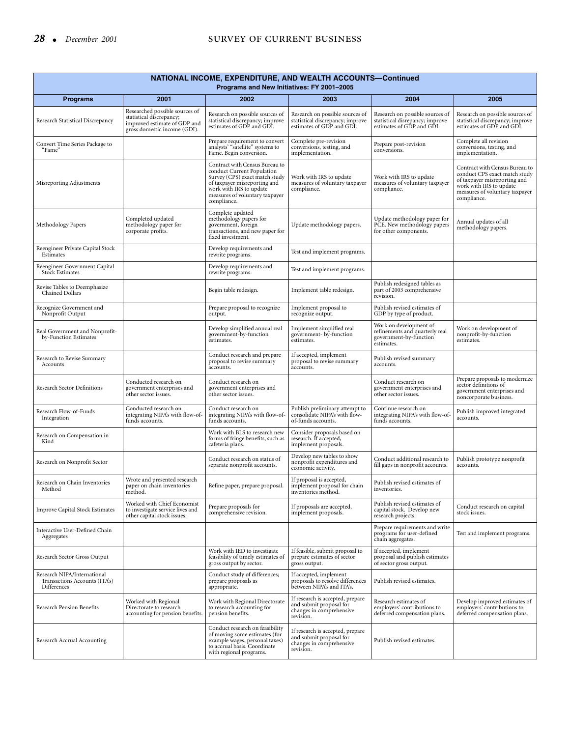**NATIONAL INCOME, EXPENDITURE, AND WEALTH ACCOUNTS—Continued**
**Programs and New Initiatives: FY 2001–2005**

| Programs | 2001 | 2002 | 2003 | 2004 | 2005 |
|---|---|---|---|---|---|
| Research Statistical Discrepancy | Researched possible sources of statistical discrepancy; improved estimate of GDP and gross domestic income (GDI). | Research on possible sources of statistical discrepancy; improve estimates of GDP and GDI. | Research on possible sources of statistical discrepancy; improve estimates of GDP and GDI. | Research on possible sources of statistical disrepancy; improve estimates of GDP and GDI. | Research on possible sources of statistical discrepancy; improve estimates of GDP and GDI. |
| Convert Time Series Package to "Fame" | | Prepare requirement to convert analysts' "satellite" systems to Fame. Begin conversion. | Complete pre-revision conversions, testing, and implementation. | Prepare post-revision conversions. | Complete all revision conversions, testing, and implementation. |
| Misreporting Adjustments | | Contract with Census Bureau to conduct Current Population Survey (CPS) exact match study of taxpayer misreporting and work with IRS to update measures of voluntary taxpayer compliance. | Work with IRS to update measures of voluntary taxpayer compliance. | Work with IRS to update measures of voluntary taxpayer compliance. | Contract with Census Bureau to conduct CPS exact match study of taxpayer misreporting and work with IRS to update measures of voluntary taxpayer compliance. |
| Methodology Papers | Completed updated methodology paper for corporate profits. | Complete updated methodology papers for government, foreign transactions, and new paper for fixed investment. | Update methodology papers. | Update methodology paper for PCE. New methodology papers for other components. | Annual updates of all methodology papers. |
| Reengineer Private Capital Stock Estimates | | Develop requirements and rewrite programs. | Test and implement programs. | | |
| Reengineer Government Capital Stock Estimates | | Develop requirements and rewrite programs. | Test and implement programs. | | |
| Revise Tables to Deemphasize Chained Dollars | | Begin table redesign. | Implement table redesign. | Publish redesigned tables as part of 2003 comprehensive revision. | |
| Recognize Government and Nonprofit Output | | Prepare proposal to recognize output. | Implement proposal to recognize output. | Publish revised estimates of GDP by type of product. | |
| Real Government and Nonprofit-by-Function Estimates | | Develop simplified annual real government-by-function estimates. | Implement simplified real government- by-function estimates. | Work on development of refinements and quarterly real government-by-function estimates. | Work on development of nonprofit-by-function estimates. |
| Research to Revise Summary Accounts | | Conduct research and prepare proposal to revise summary accounts. | If accepted, implement proposal to revise summary accounts. | Publish revised summary accounts. | |
| Research Sector Definitions | Conducted research on government enterprises and other sector issues. | Conduct research on government enterprises and other sector issues. | | Conduct research on government enterprises and other sector issues. | Prepare proposals to modernize sector definitions of government enterprises and noncorporate business. |
| Research Flow-of-Funds Integration | Conducted research on integrating NIPA's with flow-of-funds accounts. | Conduct research on integrating NIPA's with flow-of-funds accounts. | Publish preliminary attempt to consolidate NIPA's with flow-of-funds accounts. | Continue research on integrating NIPA's with flow-of-funds accounts. | Publish improved integrated accounts. |
| Research on Compensation in Kind | | Work with BLS to research new forms of fringe benefits, such as cafeteria plans. | Consider proposals based on research. If accepted, implement proposals. | | |
| Research on Nonprofit Sector | | Conduct research on status of separate nonprofit accounts. | Develop new tables to show nonprofit expenditures and economic activity. | Conduct additional research to fill gaps in nonprofit accounts. | Publish prototype nonprofit accounts. |
| Research on Chain Inventories Method | Wrote and presented research paper on chain inventories method. | Refine paper, prepare proposal. | If proposal is accepted, implement proposal for chain inventories method. | Publish revised estimates of inventories. | |
| Improve Capital Stock Estimates | Worked with Chief Economist to investigate service lives and other capital stock issues. | Prepare proposals for comprehensive revision. | If proposals are accepted, implement proposals. | Publish revised estimates of capital stock. Develop new research projects. | Conduct research on capital stock issues. |
| Interactive User-Defined Chain Aggregates | | | | Prepare requirements and write programs for user-defined chain aggregates. | Test and implement programs. |
| Research Sector Gross Output | | Work with IED to investigate feasibility of timely estimates of gross output by sector. | If feasible, submit proposal to prepare estimates of sector gross output. | If accepted, implement proposal and publish estimates of sector gross output. | |
| Research NIPA/International Transactions Accounts (ITA's) Differences | | Conduct study of differences; prepare proposals as appropriate. | If accepted, implement proposals to resolve differences between NIPA's and ITA's. | Publish revised estimates. | |
| Research Pension Benefits | Worked with Regional Directorate to research accounting for pension benefits. | Work with Regional Directorate to research accounting for pension benefits. | If research is accepted, prepare and submit proposal for changes in comprehensive revision. | Research estimates of employers' contributions to deferred compensation plans. | Develop improved estimates of employers' contributions to deferred compensation plans. |
| Research Accrual Accounting | | Conduct research on feasibility of moving some estimates (for example wages, personal taxes) to accrual basis. Coordinate with regional programs. | If research is accepted, prepare and submit proposal for changes in comprehensive revision. | Publish revised estimates. | |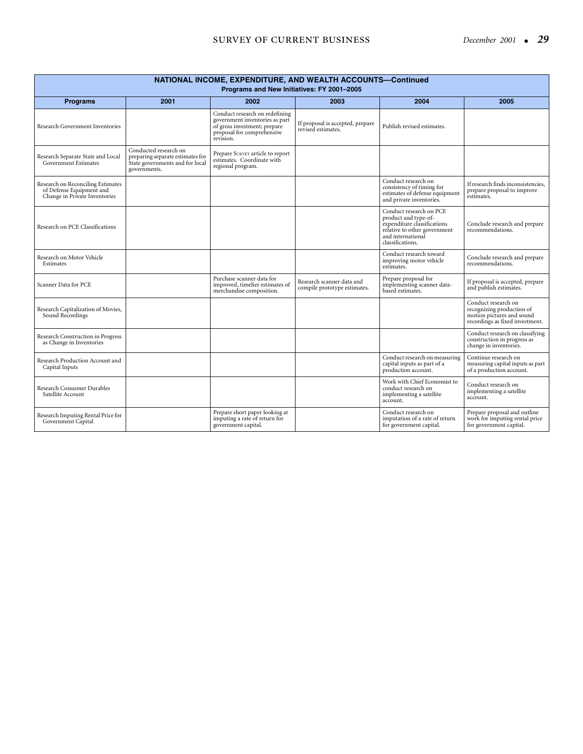| **NATIONAL INCOME, EXPENDITURE, AND WEALTH ACCOUNTS—Continued**<br>**Programs and New Initiatives: FY 2001–2005** | | | | | |
|---|---|---|---|---|---|
| **Programs** | **2001** | **2002** | **2003** | **2004** | **2005** |
| Research Government Inventories | | Conduct research on redefining government inventories as part of gross investment; prepare proposal for comprehensive revision. | If proposal is accepted, prepare revised estimates. | Publish revised estimates. | |
| Research Separate State and Local Government Estimates | Conducted research on preparing separate estimates for State governments and for local governments. | Prepare SURVEY article to report estimates. Coordinate with regional program. | | | |
| Research on Reconciling Estimates of Defense Equipment and Change in Private Inventories | | | | Conduct research on consistency of timing for estimates of defense equipment and private inventories. | If research finds inconsistencies, prepare proposal to improve estimates. |
| Research on PCE Classifications | | | | Conduct research on PCE product and type-of-expenditure classifications relative to other government and international classifications. | Conclude research and prepare recommendations. |
| Research on Motor Vehicle Estimates | | | | Conduct research toward improving motor vehicle estimates. | Conclude research and prepare recommendations. |
| Scanner Data for PCE | | Purchase scanner data for improved, timelier estimates of merchandise composition. | Research scanner data and compile prototype estimates. | Prepare proposal for implementing scanner data-based estimates. | If proposal is accepted, prepare and publish estimates. |
| Research Capitalization of Movies, Sound Recordings | | | | | Conduct research on recognizing production of motion pictures and sound recordings as fixed investment. |
| Research Construction in Progress as Change in Inventories | | | | | Conduct research on classifying construction in progress as change in inventories. |
| Research Production Account and Capital Inputs | | | | Conduct research on measuring capital inputs as part of a production account. | Continue research on measuring capital inputs as part of a production account. |
| Research Consumer Durables Satellite Account | | | | Work with Chief Economist to conduct research on implementing a satellite account. | Conduct research on implementing a satellite account. |
| Research Imputing Rental Price for Government Capital | | Prepare short paper looking at imputing a rate of return for government capital. | | Conduct research on imputation of a rate of return for government capital. | Prepare proposal and outline work for imputing rental price for government capital. |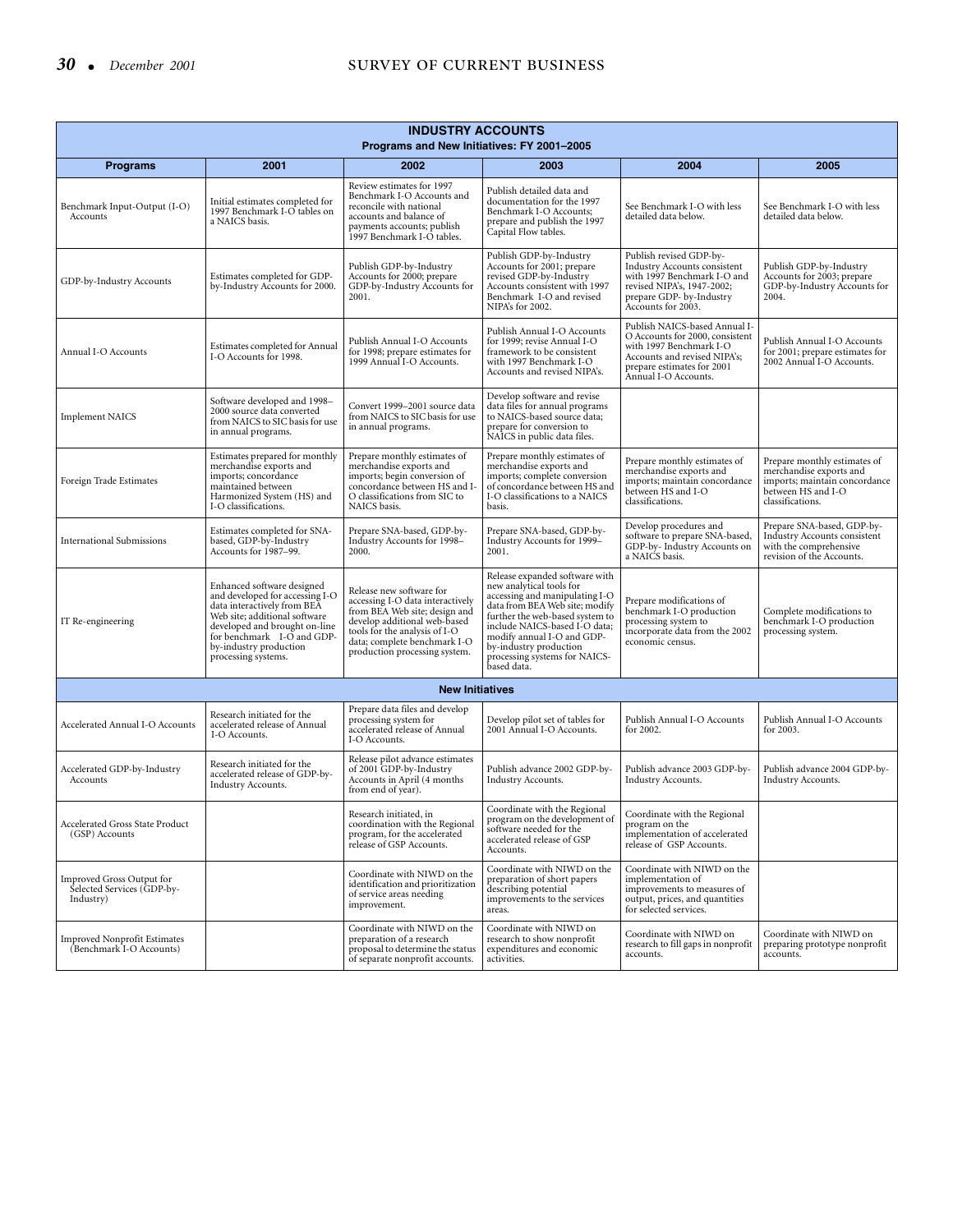| INDUSTRY ACCOUNTS<br>Programs and New Initiatives: FY 2001–2005 | | | | | |
|---|---|---|---|---|---|
| **Programs** | **2001** | **2002** | **2003** | **2004** | **2005** |
| Benchmark Input-Output (I-O) Accounts | Initial estimates completed for 1997 Benchmark I-O tables on a NAICS basis. | Review estimates for 1997 Benchmark I-O Accounts and reconcile with national accounts and balance of payments accounts; publish 1997 Benchmark I-O tables. | Publish detailed data and documentation for the 1997 Benchmark I-O Accounts; prepare and publish the 1997 Capital Flow tables. | See Benchmark I-O with less detailed data below. | See Benchmark I-O with less detailed data below. |
| GDP-by-Industry Accounts | Estimates completed for GDP-by-Industry Accounts for 2000. | Publish GDP-by-Industry Accounts for 2000; prepare GDP-by-Industry Accounts for 2001. | Publish GDP-by-Industry Accounts for 2001; prepare revised GDP-by-Industry Accounts consistent with 1997 Benchmark I-O and revised NIPA's for 2002. | Publish revised GDP-by-Industry Accounts consistent with 1997 Benchmark I-O and revised NIPA's, 1947-2002; prepare GDP- by-Industry Accounts for 2003. | Publish GDP-by-Industry Accounts for 2003; prepare GDP-by-Industry Accounts for 2004. |
| Annual I-O Accounts | Estimates completed for Annual I-O Accounts for 1998. | Publish Annual I-O Accounts for 1998; prepare estimates for 1999 Annual I-O Accounts. | Publish Annual I-O Accounts for 1999; revise Annual I-O framework to be consistent with 1997 Benchmark I-O Accounts and revised NIPA's. | Publish NAICS-based Annual I-O Accounts for 2000, consistent with 1997 Benchmark I-O Accounts and revised NIPA's; prepare estimates for 2001 Annual I-O Accounts. | Publish Annual I-O Accounts for 2001; prepare estimates for 2002 Annual I-O Accounts. |
| Implement NAICS | Software developed and 1998–2000 source data converted from NAICS to SIC basis for use in annual programs. | Convert 1999–2001 source data from NAICS to SIC basis for use in annual programs. | Develop software and revise data files for annual programs to NAICS-based source data; prepare for conversion to NAICS in public data files. | | |
| Foreign Trade Estimates | Estimates prepared for monthly merchandise exports and imports; concordance maintained between Harmonized System (HS) and I-O classifications. | Prepare monthly estimates of merchandise exports and imports; begin conversion of concordance between HS and I-O classifications from SIC to NAICS basis. | Prepare monthly estimates of merchandise exports and imports; complete conversion of concordance between HS and I-O classifications to a NAICS basis. | Prepare monthly estimates of merchandise exports and imports; maintain concordance between HS and I-O classifications. | Prepare monthly estimates of merchandise exports and imports; maintain concordance between HS and I-O classifications. |
| International Submissions | Estimates completed for SNA-based, GDP-by-Industry Accounts for 1987–99. | Prepare SNA-based, GDP-by-Industry Accounts for 1998–2000. | Prepare SNA-based, GDP-by-Industry Accounts for 1999–2001. | Develop procedures and software to prepare SNA-based, GDP-by- Industry Accounts on a NAICS basis. | Prepare SNA-based, GDP-by-Industry Accounts consistent with the comprehensive revision of the Accounts. |
| IT Re-engineering | Enhanced software designed and developed for accessing I-O data interactively from BEA Web site; additional software developed and brought on-line for benchmark I-O and GDP-by-industry production processing systems. | Release new software for accessing I-O data interactively from BEA Web site; design and develop additional web-based tools for the analysis of I-O data; complete benchmark I-O production processing system. | Release expanded software with new analytical tools for accessing and manipulating I-O data from BEA Web site; modify further the web-based system to include NAICS-based I-O data; modify annual I-O and GDP-by-industry production processing systems for NAICS-based data. | Prepare modifications of benchmark I-O production processing system to incorporate data from the 2002 economic census. | Complete modifications to benchmark I-O production processing system. |
| **New Initiatives** | | | | | |
| Accelerated Annual I-O Accounts | Research initiated for the accelerated release of Annual I-O Accounts. | Prepare data files and develop processing system for accelerated release of Annual I-O Accounts. | Develop pilot set of tables for 2001 Annual I-O Accounts. | Publish Annual I-O Accounts for 2002. | Publish Annual I-O Accounts for 2003. |
| Accelerated GDP-by-Industry Accounts | Research initiated for the accelerated release of GDP-by-Industry Accounts. | Release pilot advance estimates of 2001 GDP-by-Industry Accounts in April (4 months from end of year). | Publish advance 2002 GDP-by-Industry Accounts. | Publish advance 2003 GDP-by-Industry Accounts. | Publish advance 2004 GDP-by-Industry Accounts. |
| Accelerated Gross State Product (GSP) Accounts | | Research initiated, in coordination with the Regional program, for the accelerated release of GSP Accounts. | Coordinate with the Regional program on the development of software needed for the accelerated release of GSP Accounts. | Coordinate with the Regional program on the implementation of accelerated release of GSP Accounts. | |
| Improved Gross Output for Selected Services (GDP-by-Industry) | | Coordinate with NIWD on the identification and prioritization of service areas needing improvement. | Coordinate with NIWD on the preparation of short papers describing potential improvements to the services areas. | Coordinate with NIWD on the implementation of improvements to measures of output, prices, and quantities for selected services. | |
| Improved Nonprofit Estimates (Benchmark I-O Accounts) | | Coordinate with NIWD on the preparation of a research proposal to determine the status of separate nonprofit accounts. | Coordinate with NIWD on research to show nonprofit expenditures and economic activities. | Coordinate with NIWD on research to fill gaps in nonprofit accounts. | Coordinate with NIWD on preparing prototype nonprofit accounts. |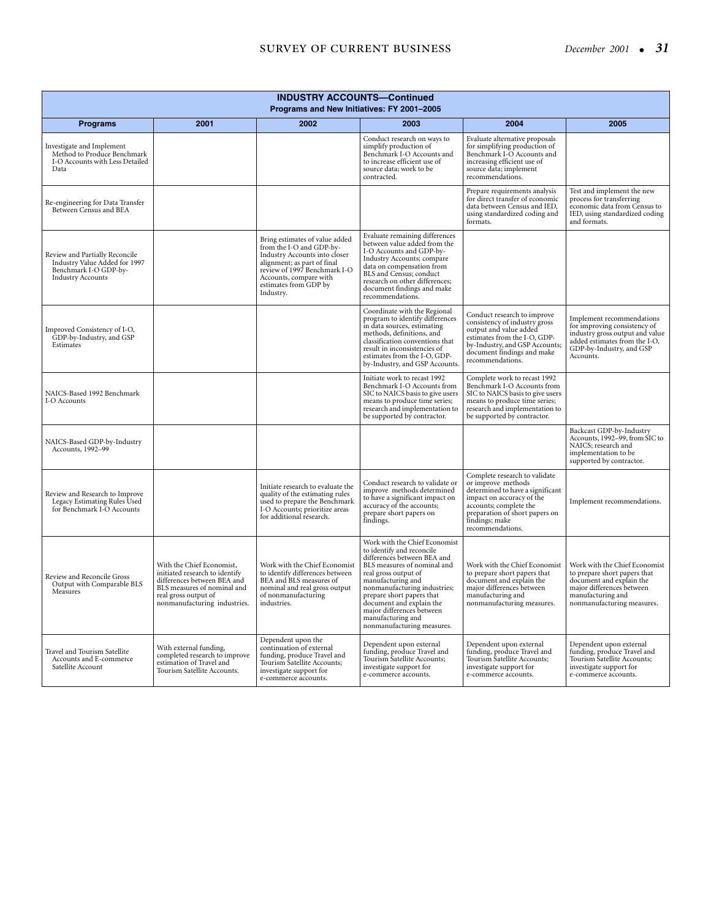**INDUSTRY ACCOUNTS—Continued**
**Programs and New Initiatives: FY 2001–2005**

| Programs | 2001 | 2002 | 2003 | 2004 | 2005 |
|---|---|---|---|---|---|
| Investigate and Implement Method to Produce Benchmark I-O Accounts with Less Detailed Data | | | Conduct research on ways to simplify production of Benchmark I-O Accounts and to increase efficient use of source data; work to be contracted. | Evaluate alternative proposals for simplifying production of Benchmark I-O Accounts and increasing efficient use of source data; implement recommendations. | |
| Re-engineering for Data Transfer Between Census and BEA | | | | Prepare requirements analysis for direct transfer of economic data between Census and IED, using standardized coding and formats. | Test and implement the new process for transferring economic data from Census to IED, using standardized coding and formats. |
| Review and Partially Reconcile Industry Value Added for 1997 Benchmark I-O GDP-by-Industry Accounts | | Bring estimates of value added from the I-O and GDP-by-Industry Accounts into closer alignment; as part of final review of 1997 Benchmark I-O Accounts, compare with estimates from GDP by Industry. | Evaluate remaining differences between value added from the I-O Accounts and GDP-by-Industry Accounts; compare data on compensation from BLS and Census; conduct research on other differences; document findings and make recommendations. | | |
| Improved Consistency of I-O, GDP-by-Industry, and GSP Estimates | | | Coordinate with the Regional program to identify differences in data sources, estimating methods, definitions, and classification conventions that result in inconsistencies of estimates from the I-O, GDP-by-Industry, and GSP Accounts. | Conduct research to improve consistency of industry gross output and value added estimates from the I-O, GDP-by-Industry, and GSP Accounts; document findings and make recommendations. | Implement recommendations for improving consistency of industry gross output and value added estimates from the I-O, GDP-by-Industry, and GSP Accounts. |
| NAICS-Based 1992 Benchmark I-O Accounts | | | Initiate work to recast 1992 Benchmark I-O Accounts from SIC to NAICS basis to give users means to produce time series; research and implementation to be supported by contractor. | Complete work to recast 1992 Benchmark I-O Accounts from SIC to NAICS basis to give users means to produce time series; research and implementation to be supported by contractor. | |
| NAICS-Based GDP-by-Industry Accounts, 1992–99 | | | | | Backcast GDP-by-Industry Accounts, 1992–99, from SIC to NAICS; research and implementation to be supported by contractor. |
| Review and Research to Improve Legacy Estimating Rules Used for Benchmark I-O Accounts | | Initiate research to evaluate the quality of the estimating rules used to prepare the Benchmark I-O Accounts; prioritize areas for additional research. | Conduct research to validate or improve methods determined to have a significant impact on accuracy of the accounts; prepare short papers on findings. | Complete research to validate or improve methods determined to have a significant impact on accuracy of the accounts; complete the preparation of short papers on findings; make recommendations. | Implement recommendations. |
| Review and Reconcile Gross Output with Comparable BLS Measures | With the Chief Economist, initiated research to identify differences between BEA and BLS measures of nominal and real gross output of nonmanufacturing industries. | Work with the Chief Economist to identify differences between BEA and BLS measures of nominal and real gross output of nonmanufacturing industries. | Work with the Chief Economist to identify and reconcile differences between BEA and BLS measures of nominal and real gross output of manufacturing and nonmanufacturing industries; prepare short papers that document and explain the major differences between manufacturing and nonmanufacturing measures. | Work with the Chief Economist to prepare short papers that document and explain the major differences between manufacturing and nonmanufacturing measures. | Work with the Chief Economist to prepare short papers that document and explain the major differences between manufacturing and nonmanufacturing measures. |
| Travel and Tourism Satellite Accounts and E-commerce Satellite Account | With external funding, completed research to improve estimation of Travel and Tourism Satellite Accounts. | Dependent upon the continuation of external funding, produce Travel and Tourism Satellite Accounts; investigate support for e-commerce accounts. | Dependent upon external funding, produce Travel and Tourism Satellite Accounts; investigate support for e-commerce accounts. | Dependent upon external funding, produce Travel and Tourism Satellite Accounts; investigate support for e-commerce accounts. | Dependent upon external funding, produce Travel and Tourism Satellite Accounts; investigate support for e-commerce accounts. |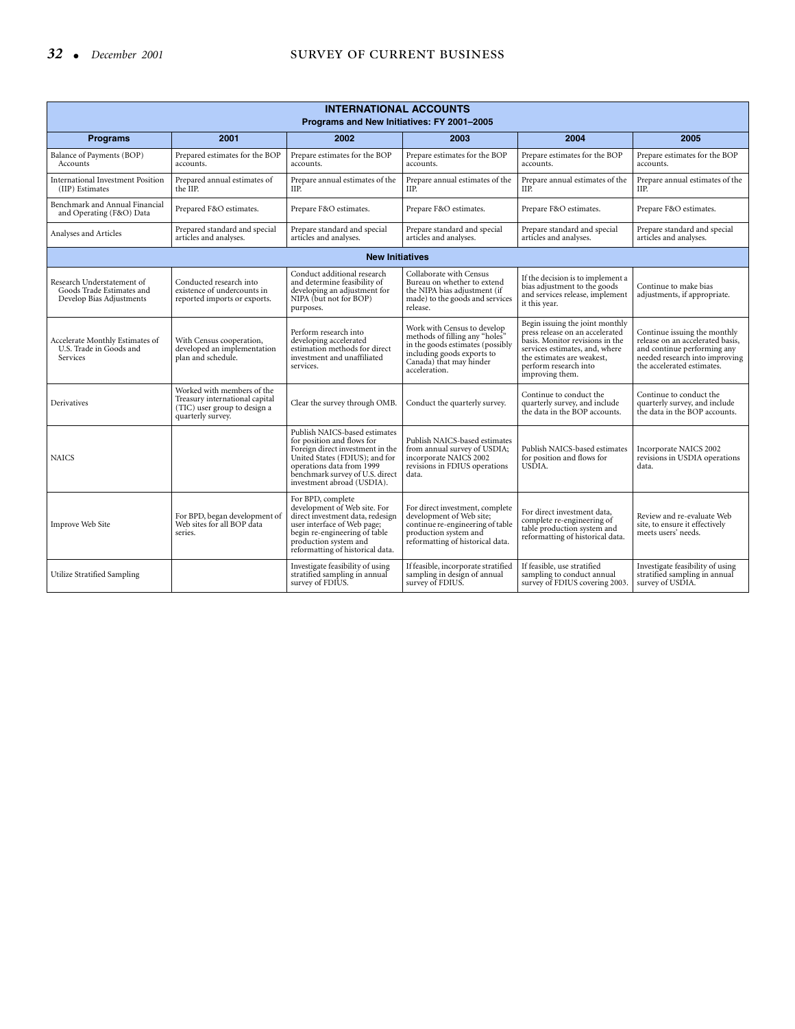| INTERNATIONAL ACCOUNTS<br>Programs and New Initiatives: FY 2001–2005 | | | | | |
|---|---|---|---|---|---|
| **Programs** | **2001** | **2002** | **2003** | **2004** | **2005** |
| Balance of Payments (BOP) Accounts | Prepared estimates for the BOP accounts. | Prepare estimates for the BOP accounts. | Prepare estimates for the BOP accounts. | Prepare estimates for the BOP accounts. | Prepare estimates for the BOP accounts. |
| International Investment Position (IIP) Estimates | Prepared annual estimates of the IIP. | Prepare annual estimates of the IIP. | Prepare annual estimates of the IIP. | Prepare annual estimates of the IIP. | Prepare annual estimates of the IIP. |
| Benchmark and Annual Financial and Operating (F&O) Data | Prepared F&O estimates. | Prepare F&O estimates. | Prepare F&O estimates. | Prepare F&O estimates. | Prepare F&O estimates. |
| Analyses and Articles | Prepared standard and special articles and analyses. | Prepare standard and special articles and analyses. | Prepare standard and special articles and analyses. | Prepare standard and special articles and analyses. | Prepare standard and special articles and analyses. |
| **New Initiatives** | | | | | |
| Research Understatement of Goods Trade Estimates and Develop Bias Adjustments | Conducted research into existence of undercounts in reported imports or exports. | Conduct additional research and determine feasibility of developing an adjustment for NIPA (but not for BOP) purposes. | Collaborate with Census Bureau on whether to extend the NIPA bias adjustment (if made) to the goods and services release. | If the decision is to implement a bias adjustment to the goods and services release, implement it this year. | Continue to make bias adjustments, if appropriate. |
| Accelerate Monthly Estimates of U.S. Trade in Goods and Services | With Census cooperation, developed an implementation plan and schedule. | Perform research into developing accelerated estimation methods for direct investment and unaffiliated services. | Work with Census to develop methods of filling any "holes" in the goods estimates (possibly including goods exports to Canada) that may hinder acceleration. | Begin issuing the joint monthly press release on an accelerated basis. Monitor revisions in the services estimates, and, where the estimates are weakest, perform research into improving them. | Continue issuing the monthly release on an accelerated basis, and continue performing any needed research into improving the accelerated estimates. |
| Derivatives | Worked with members of the Treasury international capital (TIC) user group to design a quarterly survey. | Clear the survey through OMB. | Conduct the quarterly survey. | Continue to conduct the quarterly survey, and include the data in the BOP accounts. | Continue to conduct the quarterly survey, and include the data in the BOP accounts. |
| NAICS | | Publish NAICS-based estimates for position and flows for Foreign direct investment in the United States (FDIUS); and for operations data from 1999 benchmark survey of U.S. direct investment abroad (USDIA). | Publish NAICS-based estimates from annual survey of USDIA; incorporate NAICS 2002 revisions in FDIUS operations data. | Publish NAICS-based estimates for position and flows for USDIA. | Incorporate NAICS 2002 revisions in USDIA operations data. |
| Improve Web Site | For BPD, began development of Web sites for all BOP data series. | For BPD, complete development of Web site. For direct investment data, redesign user interface of Web page; begin re-engineering of table production system and reformatting of historical data. | For direct investment, complete development of Web site; continue re-engineering of table production system and reformatting of historical data. | For direct investment data, complete re-engineering of table production system and reformatting of historical data. | Review and re-evaluate Web site, to ensure it effectively meets users' needs. |
| Utilize Stratified Sampling | | Investigate feasibility of using stratified sampling in annual survey of FDIUS. | If feasible, incorporate stratified sampling in design of annual survey of FDIUS. | If feasible, use stratified sampling to conduct annual survey of FDIUS covering 2003. | Investigate feasibility of using stratified sampling in annual survey of USDIA. |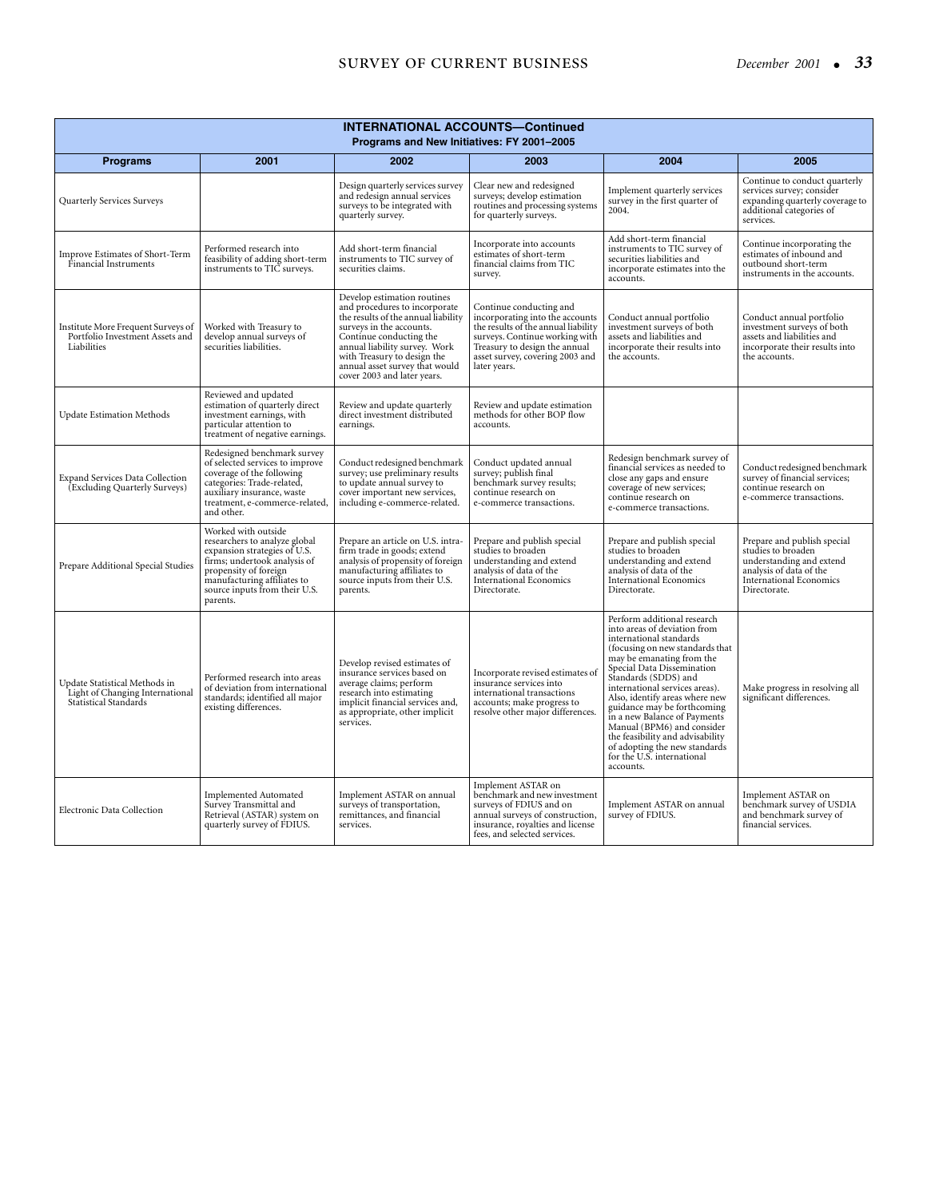| INTERNATIONAL ACCOUNTS—Continued<br>Programs and New Initiatives: FY 2001–2005 | | | | | |
|---|---|---|---|---|---|
| **Programs** | **2001** | **2002** | **2003** | **2004** | **2005** |
| Quarterly Services Surveys | | Design quarterly services survey and redesign annual services surveys to be integrated with quarterly survey. | Clear new and redesigned surveys; develop estimation routines and processing systems for quarterly surveys. | Implement quarterly services survey in the first quarter of 2004. | Continue to conduct quarterly services survey; consider expanding quarterly coverage to additional categories of services. |
| Improve Estimates of Short-Term Financial Instruments | Performed research into feasibility of adding short-term instruments to TIC surveys. | Add short-term financial instruments to TIC survey of securities claims. | Incorporate into accounts estimates of short-term financial claims from TIC survey. | Add short-term financial instruments to TIC survey of securities liabilities and incorporate estimates into the accounts. | Continue incorporating the estimates of inbound and outbound short-term instruments in the accounts. |
| Institute More Frequent Surveys of Portfolio Investment Assets and Liabilities | Worked with Treasury to develop annual surveys of securities liabilities. | Develop estimation routines and procedures to incorporate the results of the annual liability surveys in the accounts. Continue conducting the annual liability survey. Work with Treasury to design the annual asset survey that would cover 2003 and later years. | Continue conducting and incorporating into the accounts the results of the annual liability surveys. Continue working with Treasury to design the annual asset survey, covering 2003 and later years. | Conduct annual portfolio investment surveys of both assets and liabilities and incorporate their results into the accounts. | Conduct annual portfolio investment surveys of both assets and liabilities and incorporate their results into the accounts. |
| Update Estimation Methods | Reviewed and updated estimation of quarterly direct investment earnings, with particular attention to treatment of negative earnings. | Review and update quarterly direct investment distributed earnings. | Review and update estimation methods for other BOP flow accounts. | | |
| Expand Services Data Collection (Excluding Quarterly Surveys) | Redesigned benchmark survey of selected services to improve coverage of the following categories: Trade-related, auxiliary insurance, waste treatment, e-commerce-related, and other. | Conduct redesigned benchmark survey; use preliminary results to update annual survey to cover important new services, including e-commerce-related. | Conduct updated annual survey; publish final benchmark survey results; continue research on e-commerce transactions. | Redesign benchmark survey of financial services as needed to close any gaps and ensure coverage of new services; continue research on e-commerce transactions. | Conduct redesigned benchmark survey of financial services; continue research on e-commerce transactions. |
| Prepare Additional Special Studies | Worked with outside researchers to analyze global expansion strategies of U.S. firms; undertook analysis of propensity of foreign manufacturing affiliates to source inputs from their U.S. parents. | Prepare an article on U.S. intra-firm trade in goods; extend analysis of propensity of foreign manufacturing affiliates to source inputs from their U.S. parents. | Prepare and publish special studies to broaden understanding and extend analysis of data of the International Economics Directorate. | Prepare and publish special studies to broaden understanding and extend analysis of data of the International Economics Directorate. | Prepare and publish special studies to broaden understanding and extend analysis of data of the International Economics Directorate. |
| Update Statistical Methods in Light of Changing International Statistical Standards | Performed research into areas of deviation from international standards; identified all major existing differences. | Develop revised estimates of insurance services based on average claims; perform research into estimating implicit financial services and, as appropriate, other implicit services. | Incorporate revised estimates of insurance services into international transactions accounts; make progress to resolve other major differences. | Perform additional research into areas of deviation from international standards (focusing on new standards that may be emanating from the Special Data Dissemination Standards (SDDS) and international services areas). Also, identify areas where new guidance may be forthcoming in a new Balance of Payments Manual (BPM6) and consider the feasibility and advisability of adopting the new standards for the U.S. international accounts. | Make progress in resolving all significant differences. |
| Electronic Data Collection | Implemented Automated Survey Transmittal and Retrieval (ASTAR) system on quarterly survey of FDIUS. | Implement ASTAR on annual surveys of transportation, remittances, and financial services. | Implement ASTAR on benchmark and new investment surveys of FDIUS and on annual surveys of construction, insurance, royalties and license fees, and selected services. | Implement ASTAR on annual survey of FDIUS. | Implement ASTAR on benchmark survey of USDIA and benchmark survey of financial services. |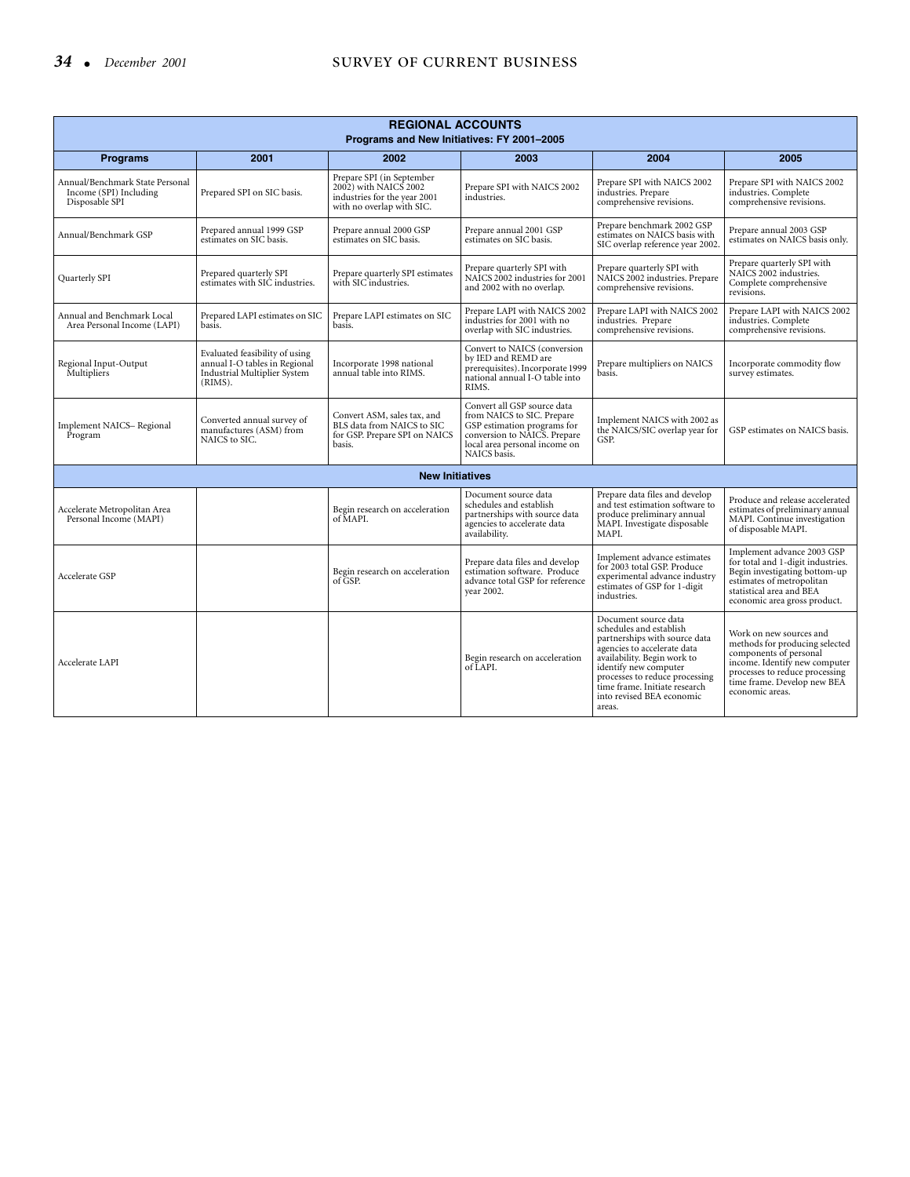| REGIONAL ACCOUNTS<br>Programs and New Initiatives: FY 2001–2005 | | | | | |
|---|---|---|---|---|---|
| **Programs** | **2001** | **2002** | **2003** | **2004** | **2005** |
| Annual/Benchmark State Personal Income (SPI) Including Disposable SPI | Prepared SPI on SIC basis. | Prepare SPI (in September 2002) with NAICS 2002 industries for the year 2001 with no overlap with SIC. | Prepare SPI with NAICS 2002 industries. | Prepare SPI with NAICS 2002 industries. Prepare comprehensive revisions. | Prepare SPI with NAICS 2002 industries. Complete comprehensive revisions. |
| Annual/Benchmark GSP | Prepared annual 1999 GSP estimates on SIC basis. | Prepare annual 2000 GSP estimates on SIC basis. | Prepare annual 2001 GSP estimates on SIC basis. | Prepare benchmark 2002 GSP estimates on NAICS basis with SIC overlap reference year 2002. | Prepare annual 2003 GSP estimates on NAICS basis only. |
| Quarterly SPI | Prepared quarterly SPI estimates with SIC industries. | Prepare quarterly SPI estimates with SIC industries. | Prepare quarterly SPI with NAICS 2002 industries for 2001 and 2002 with no overlap. | Prepare quarterly SPI with NAICS 2002 industries. Prepare comprehensive revisions. | Prepare quarterly SPI with NAICS 2002 industries. Complete comprehensive revisions. |
| Annual and Benchmark Local Area Personal Income (LAPI) | Prepared LAPI estimates on SIC basis. | Prepare LAPI estimates on SIC basis. | Prepare LAPI with NAICS 2002 industries for 2001 with no overlap with SIC industries. | Prepare LAPI with NAICS 2002 industries. Prepare comprehensive revisions. | Prepare LAPI with NAICS 2002 industries. Complete comprehensive revisions. |
| Regional Input-Output Multipliers | Evaluated feasibility of using annual I-O tables in Regional Industrial Multiplier System (RIMS). | Incorporate 1998 national annual table into RIMS. | Convert to NAICS (conversion by IED and REMD are prerequisites). Incorporate 1999 national annual I-O table into RIMS. | Prepare multipliers on NAICS basis. | Incorporate commodity flow survey estimates. |
| Implement NAICS– Regional Program | Converted annual survey of manufactures (ASM) from NAICS to SIC. | Convert ASM, sales tax, and BLS data from NAICS to SIC for GSP. Prepare SPI on NAICS basis. | Convert all GSP source data from NAICS to SIC. Prepare GSP estimation programs for conversion to NAICS. Prepare local area personal income on NAICS basis. | Implement NAICS with 2002 as the NAICS/SIC overlap year for GSP. | GSP estimates on NAICS basis. |
| **New Initiatives** | | | | | |
| Accelerate Metropolitan Area Personal Income (MAPI) | | Begin research on acceleration of MAPI. | Document source data schedules and establish partnerships with source data agencies to accelerate data availability. | Prepare data files and develop and test estimation software to produce preliminary annual MAPI. Investigate disposable MAPI. | Produce and release accelerated estimates of preliminary annual MAPI. Continue investigation of disposable MAPI. |
| Accelerate GSP | | Begin research on acceleration of GSP. | Prepare data files and develop estimation software. Produce advance total GSP for reference year 2002. | Implement advance estimates for 2003 total GSP. Produce experimental advance industry estimates of GSP for 1-digit industries. | Implement advance 2003 GSP for total and 1-digit industries. Begin investigating bottom-up estimates of metropolitan statistical area and BEA economic area gross product. |
| Accelerate LAPI | | | Begin research on acceleration of LAPI. | Document source data schedules and establish partnerships with source data agencies to accelerate data availability. Begin work to identify new computer processes to reduce processing time frame. Initiate research into revised BEA economic areas. | Work on new sources and methods for producing selected components of personal income. Identify new computer processes to reduce processing time frame. Develop new BEA economic areas. |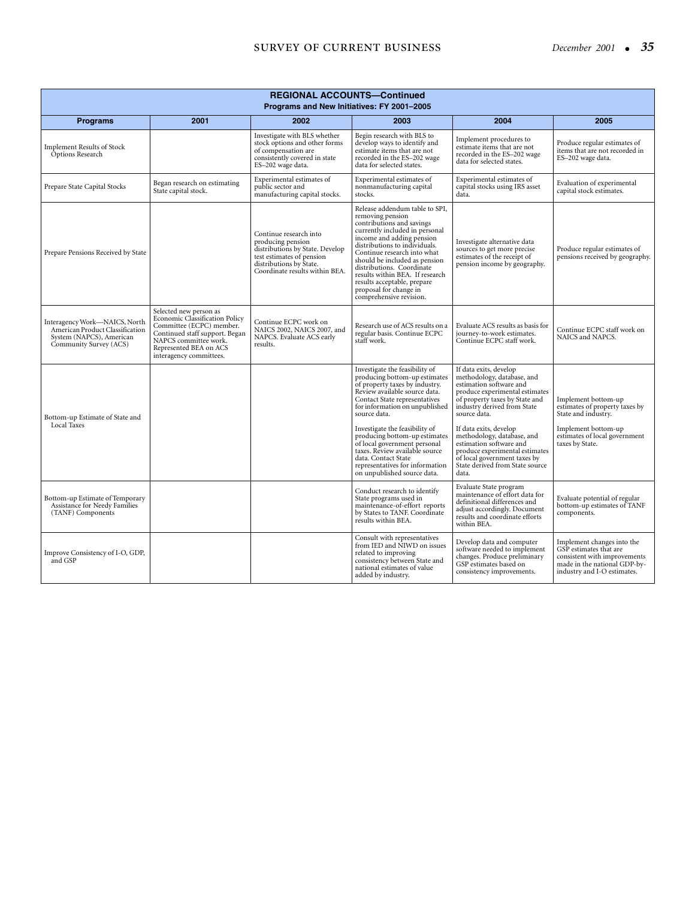**REGIONAL ACCOUNTS—Continued**
**Programs and New Initiatives: FY 2001–2005**

| Programs | 2001 | 2002 | 2003 | 2004 | 2005 |
|---|---|---|---|---|---|
| Implement Results of Stock Options Research | | Investigate with BLS whether stock options and other forms of compensation are consistently covered in state ES–202 wage data. | Begin research with BLS to develop ways to identify and estimate items that are not recorded in the ES–202 wage data for selected states. | Implement procedures to estimate items that are not recorded in the ES–202 wage data for selected states. | Produce regular estimates of items that are not recorded in ES–202 wage data. |
| Prepare State Capital Stocks | Began research on estimating State capital stock. | Experimental estimates of public sector and manufacturing capital stocks. | Experimental estimates of nonmanufacturing capital stocks. | Experimental estimates of capital stocks using IRS asset data. | Evaluation of experimental capital stock estimates. |
| Prepare Pensions Received by State | | Continue research into producing pension distributions by State. Develop test estimates of pension distributions by State. Coordinate results within BEA. | Release addendum table to SPI, removing pension contributions and savings currently included in personal income and adding pension distributions to individuals. Continue research into what should be included as pension distributions. Coordinate results within BEA. If research results acceptable, prepare proposal for change in comprehensive revision. | Investigate alternative data sources to get more precise estimates of the receipt of pension income by geography. | Produce regular estimates of pensions received by geography. |
| Interagency Work—NAICS, North American Product Classification System (NAPCS), American Community Survey (ACS) | Selected new person as Economic Classification Policy Committee (ECPC) member. Continued staff support. Began NAPCS committee work. Represented BEA on ACS interagency committees. | Continue ECPC work on NAICS 2002, NAICS 2007, and NAPCS. Evaluate ACS early results. | Research use of ACS results on a regular basis. Continue ECPC staff work. | Evaluate ACS results as basis for journey-to-work estimates. Continue ECPC staff work. | Continue ECPC staff work on NAICS and NAPCS. |
| Bottom-up Estimate of State and Local Taxes | | | Investigate the feasibility of producing bottom-up estimates of property taxes by industry. Review available source data. Contact State representatives for information on unpublished source data.<br><br>Investigate the feasibility of producing bottom-up estimates of local government personal taxes. Review available source data. Contact State representatives for information on unpublished source data. | If data exits, develop methodology, database, and estimation software and produce experimental estimates of property taxes by State and industry derived from State source data.<br><br>If data exits, develop methodology, database, and estimation software and produce experimental estimates of local government taxes by State derived from State source data. | Implement bottom-up estimates of property taxes by State and industry.<br><br>Implement bottom-up estimates of local government taxes by State. |
| Bottom-up Estimate of Temporary Assistance for Needy Families (TANF) Components | | | Conduct research to identify State programs used in maintenance-of-effort reports by States to TANF. Coordinate results within BEA. | Evaluate State program maintenance of effort data for definitional differences and adjust accordingly. Document results and coordinate efforts within BEA. | Evaluate potential of regular bottom-up estimates of TANF components. |
| Improve Consistency of I-O, GDP, and GSP | | | Consult with representatives from IED and NIWD on issues related to improving consistency between State and national estimates of value added by industry. | Develop data and computer software needed to implement changes. Produce preliminary GSP estimates based on consistency improvements. | Implement changes into the GSP estimates that are consistent with improvements made in the national GDP-by-industry and I-O estimates. |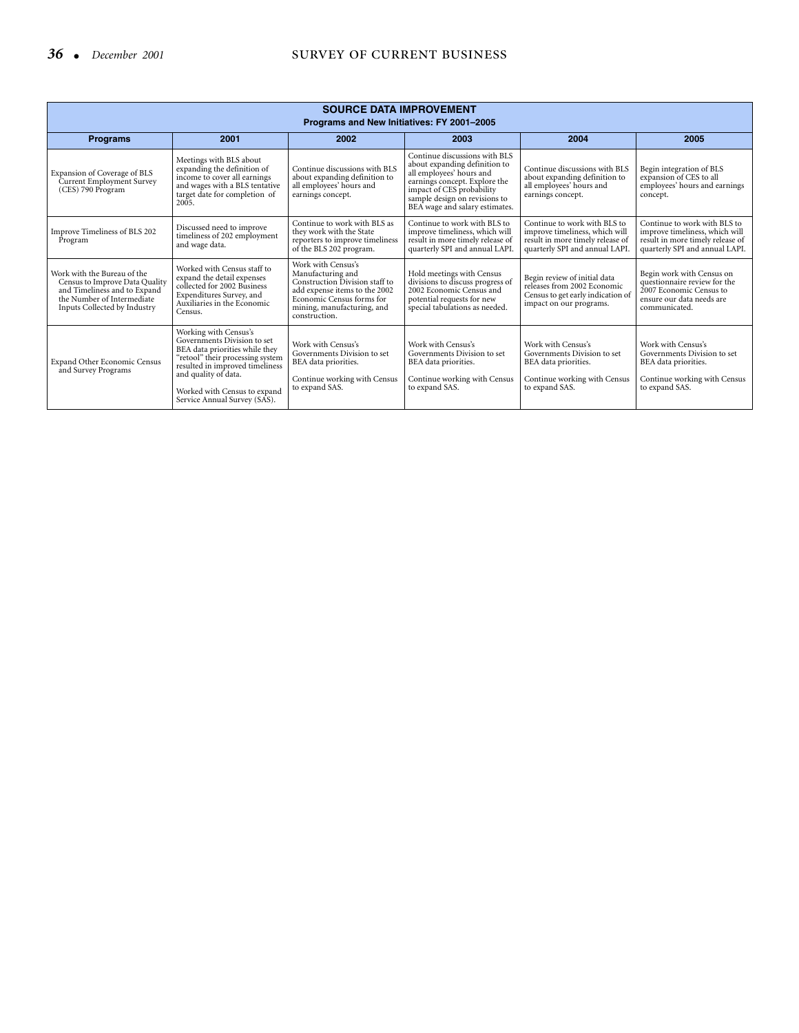| SOURCE DATA IMPROVEMENT<br>Programs and New Initiatives: FY 2001–2005 | | | | | |
|---|---|---|---|---|---|
| **Programs** | **2001** | **2002** | **2003** | **2004** | **2005** |
| Expansion of Coverage of BLS Current Employment Survey (CES) 790 Program | Meetings with BLS about expanding the definition of income to cover all earnings and wages with a BLS tentative target date for completion of 2005. | Continue discussions with BLS about expanding definition to all employees' hours and earnings concept. | Continue discussions with BLS about expanding definition to all employees' hours and earnings concept. Explore the impact of CES probability sample design on revisions to BEA wage and salary estimates. | Continue discussions with BLS about expanding definition to all employees' hours and earnings concept. | Begin integration of BLS expansion of CES to all employees' hours and earnings concept. |
| Improve Timeliness of BLS 202 Program | Discussed need to improve timeliness of 202 employment and wage data. | Continue to work with BLS as they work with the State reporters to improve timeliness of the BLS 202 program. | Continue to work with BLS to improve timeliness, which will result in more timely release of quarterly SPI and annual LAPI. | Continue to work with BLS to improve timeliness, which will result in more timely release of quarterly SPI and annual LAPI. | Continue to work with BLS to improve timeliness, which will result in more timely release of quarterly SPI and annual LAPI. |
| Work with the Bureau of the Census to Improve Data Quality and Timeliness and to Expand the Number of Intermediate Inputs Collected by Industry | Worked with Census staff to expand the detail expenses collected for 2002 Business Expenditures Survey, and Auxiliaries in the Economic Census. | Work with Census's Manufacturing and Construction Division staff to add expense items to the 2002 Economic Census forms for mining, manufacturing, and construction. | Hold meetings with Census divisions to discuss progress of 2002 Economic Census and potential requests for new special tabulations as needed. | Begin review of initial data releases from 2002 Economic Census to get early indication of impact on our programs. | Begin work with Census on questionnaire review for the 2007 Economic Census to ensure our data needs are communicated. |
| Expand Other Economic Census and Survey Programs | Working with Census's Governments Division to set BEA data priorities while they "retool" their processing system resulted in improved timeliness and quality of data.<br><br>Worked with Census to expand Service Annual Survey (SAS). | Work with Census's Governments Division to set BEA data priorities.<br><br>Continue working with Census to expand SAS. | Work with Census's Governments Division to set BEA data priorities.<br><br>Continue working with Census to expand SAS. | Work with Census's Governments Division to set BEA data priorities.<br><br>Continue working with Census to expand SAS. | Work with Census's Governments Division to set BEA data priorities.<br><br>Continue working with Census to expand SAS. |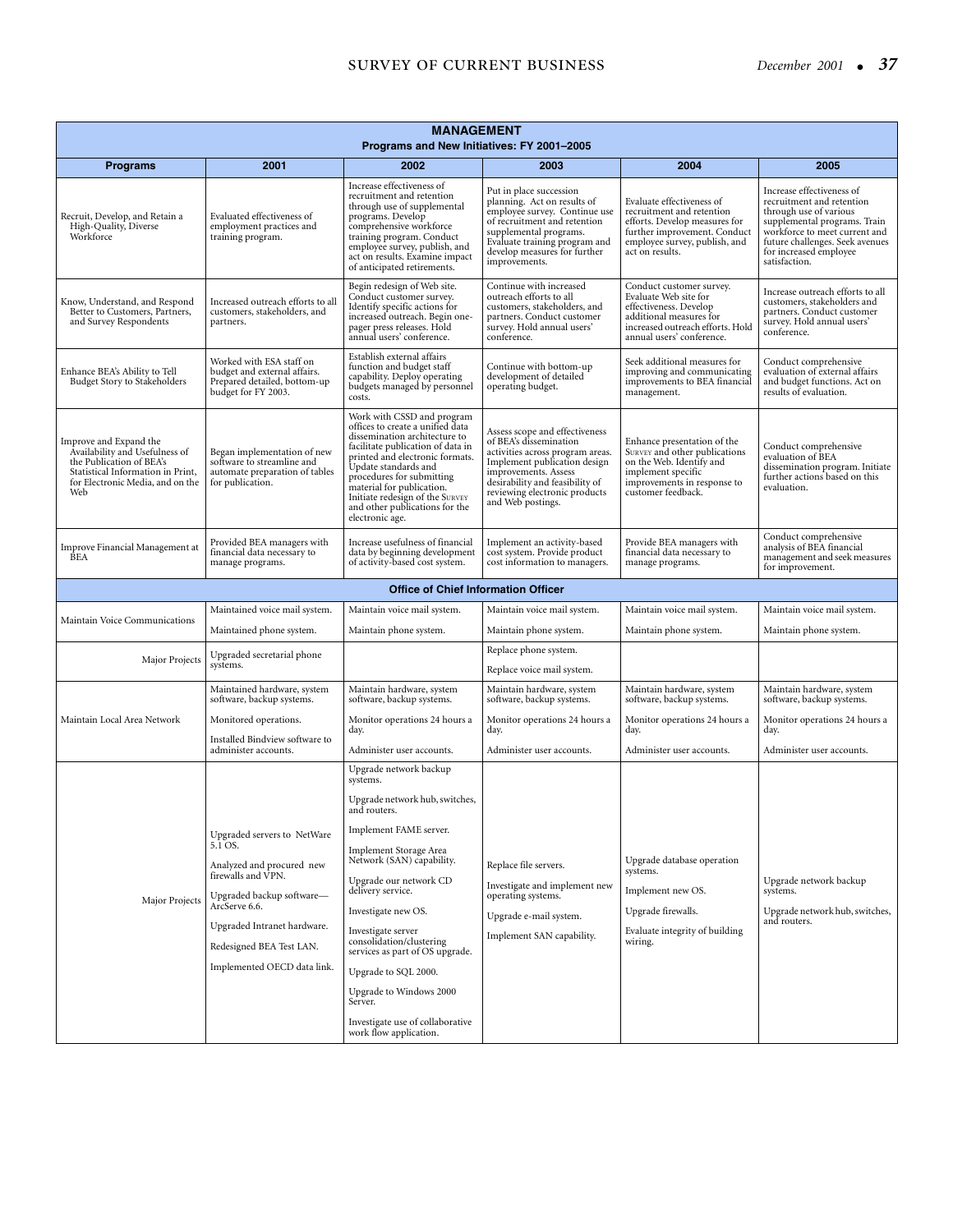| MANAGEMENT<br>Programs and New Initiatives: FY 2001–2005 | | | | | |
|---|---|---|---|---|---|
| **Programs** | **2001** | **2002** | **2003** | **2004** | **2005** |
| Recruit, Develop, and Retain a High-Quality, Diverse Workforce | Evaluated effectiveness of employment practices and training program. | Increase effectiveness of recruitment and retention through use of supplemental programs. Develop comprehensive workforce training program. Conduct employee survey, publish, and act on results. Examine impact of anticipated retirements. | Put in place succession planning. Act on results of employee survey. Continue use of recruitment and retention supplemental programs. Evaluate training program and develop measures for further improvements. | Evaluate effectiveness of recruitment and retention efforts. Develop measures for further improvement. Conduct employee survey, publish, and act on results. | Increase effectiveness of recruitment and retention through use of various supplemental programs. Train workforce to meet current and future challenges. Seek avenues for increased employee satisfaction. |
| Know, Understand, and Respond Better to Customers, Partners, and Survey Respondents | Increased outreach efforts to all customers, stakeholders, and partners. | Begin redesign of Web site. Conduct customer survey. Identify specific actions for increased outreach. Begin one-pager press releases. Hold annual users' conference. | Continue with increased outreach efforts to all customers, stakeholders, and partners. Conduct customer survey. Hold annual users' conference. | Conduct customer survey. Evaluate Web site for effectiveness. Develop additional measures for increased outreach efforts. Hold annual users' conference. | Increase outreach efforts to all customers, stakeholders and partners. Conduct customer survey. Hold annual users' conference. |
| Enhance BEA's Ability to Tell Budget Story to Stakeholders | Worked with ESA staff on budget and external affairs. Prepared detailed, bottom-up budget for FY 2003. | Establish external affairs function and budget staff capability. Deploy operating budgets managed by personnel costs. | Continue with bottom-up development of detailed operating budget. | Seek additional measures for improving and communicating improvements to BEA financial management. | Conduct comprehensive evaluation of external affairs and budget functions. Act on results of evaluation. |
| Improve and Expand the Availability and Usefulness of the Publication of BEA's Statistical Information in Print, for Electronic Media, and on the Web | Began implementation of new software to streamline and automate preparation of tables for publication. | Work with CSSD and program offices to create a unified data dissemination architecture to facilitate publication of data in printed and electronic formats. Update standards and procedures for submitting material for publication. Initiate redesign of the SURVEY and other publications for the electronic age. | Assess scope and effectiveness of BEA's dissemination activities across program areas. Implement publication design improvements. Assess desirability and feasibility of reviewing electronic products and Web postings. | Enhance presentation of the SURVEY and other publications on the Web. Identify and implement specific improvements in response to customer feedback. | Conduct comprehensive evaluation of BEA dissemination program. Initiate further actions based on this evaluation. |
| Improve Financial Management at BEA | Provided BEA managers with financial data necessary to manage programs. | Increase usefulness of financial data by beginning development of activity-based cost system. | Implement an activity-based cost system. Provide product cost information to managers. | Provide BEA managers with financial data necessary to manage programs. | Conduct comprehensive analysis of BEA financial management and seek measures for improvement. |
| **Office of Chief Information Officer** | | | | | |
| Maintain Voice Communications | Maintained voice mail system.<br>Maintained phone system. | Maintain voice mail system.<br>Maintain phone system. | Maintain voice mail system.<br>Maintain phone system. | Maintain voice mail system.<br>Maintain phone system. | Maintain voice mail system.<br>Maintain phone system. |
| Major Projects | Upgraded secretarial phone systems. | | Replace phone system.<br>Replace voice mail system. | | |
| Maintain Local Area Network | Maintained hardware, system software, backup systems.<br>Monitored operations.<br>Installed Bindview software to administer user accounts. | Maintain hardware, system software, backup systems.<br>Monitor operations 24 hours a day.<br>Administer user accounts. | Maintain hardware, system software, backup systems.<br>Monitor operations 24 hours a day.<br>Administer user accounts. | Maintain hardware, system software, backup systems.<br>Monitor operations 24 hours a day.<br>Administer user accounts. | Maintain hardware, system software, backup systems.<br>Monitor operations 24 hours a day.<br>Administer user accounts. |
| Major Projects | Upgraded servers to NetWare 5.1 OS.<br>Analyzed and procured new firewalls and VPN.<br>Upgraded backup software—ArcServe 6.6.<br>Upgraded Intranet hardware.<br>Redesigned BEA Test LAN.<br>Implemented OECD data link. | Upgrade network backup systems.<br>Upgrade network hub, switches, and routers.<br>Implement FAME server.<br>Implement Storage Area Network (SAN) capability.<br>Upgrade our network CD delivery service.<br>Investigate new OS.<br>Investigate server consolidation/clustering services as part of OS upgrade.<br>Upgrade to SQL 2000.<br>Upgrade to Windows 2000 Server.<br>Investigate use of collaborative work flow application. | Replace file servers.<br>Investigate and implement new operating systems.<br>Upgrade e-mail system.<br>Implement SAN capability. | Upgrade database operation systems.<br>Implement new OS.<br>Upgrade firewalls.<br>Evaluate integrity of building wiring. | Upgrade network backup systems.<br>Upgrade network hub, switches, and routers. |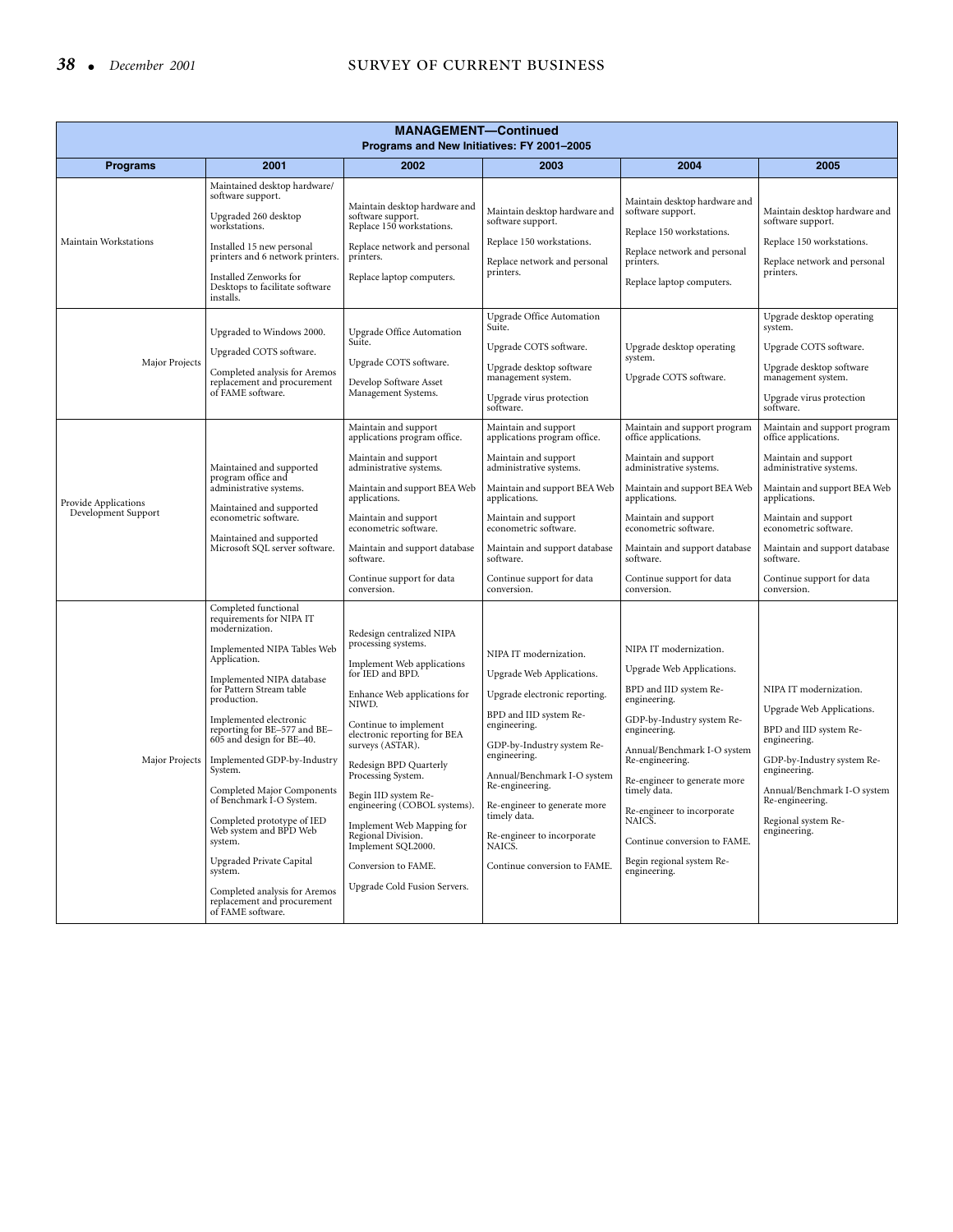**MANAGEMENT—Continued**

**Programs and New Initiatives: FY 2001–2005**

| Programs | 2001 | 2002 | 2003 | 2004 | 2005 |
|---|---|---|---|---|---|
| Maintain Workstations | Maintained desktop hardware/ software support.<br><br>Upgraded 260 desktop workstations.<br><br>Installed 15 new personal printers and 6 network printers.<br><br>Installed Zenworks for Desktops to facilitate software installs. | Maintain desktop hardware and software support.<br>Replace 150 workstations.<br><br>Replace network and personal printers.<br><br>Replace laptop computers. | Maintain desktop hardware and software support.<br><br>Replace 150 workstations.<br><br>Replace network and personal printers. | Maintain desktop hardware and software support.<br><br>Replace 150 workstations.<br><br>Replace network and personal printers.<br><br>Replace laptop computers. | Maintain desktop hardware and software support.<br><br>Replace 150 workstations.<br><br>Replace network and personal printers. |
| Major Projects | Upgraded to Windows 2000.<br><br>Upgraded COTS software.<br><br>Completed analysis for Aremos replacement and procurement of FAME software. | Upgrade Office Automation Suite.<br><br>Upgrade COTS software.<br><br>Develop Software Asset Management Systems. | Upgrade Office Automation Suite.<br><br>Upgrade COTS software.<br><br>Upgrade desktop software management system.<br><br>Upgrade virus protection software. | Upgrade desktop operating system.<br><br>Upgrade COTS software. | Upgrade desktop operating system.<br><br>Upgrade COTS software.<br><br>Upgrade desktop software management system.<br><br>Upgrade virus protection software. |
| Provide Applications Development Support | Maintained and supported program office and administrative systems.<br><br>Maintained and supported econometric software.<br><br>Maintained and supported Microsoft SQL server software. | Maintain and support applications program office.<br><br>Maintain and support administrative systems.<br><br>Maintain and support BEA Web applications.<br><br>Maintain and support econometric software.<br><br>Maintain and support database software.<br><br>Continue support for data conversion. | Maintain and support applications program office.<br><br>Maintain and support administrative systems.<br><br>Maintain and support BEA Web applications.<br><br>Maintain and support econometric software.<br><br>Maintain and support database software.<br><br>Continue support for data conversion. | Maintain and support program office applications.<br><br>Maintain and support administrative systems.<br><br>Maintain and support BEA Web applications.<br><br>Maintain and support econometric software.<br><br>Maintain and support database software.<br><br>Continue support for data conversion. | Maintain and support program office applications.<br><br>Maintain and support administrative systems.<br><br>Maintain and support BEA Web applications.<br><br>Maintain and support econometric software.<br><br>Maintain and support database software.<br><br>Continue support for data conversion. |
| Major Projects | Completed functional requirements for NIPA IT modernization.<br><br>Implemented NIPA Tables Web Application.<br><br>Implemented NIPA database for Pattern Stream table production.<br><br>Implemented electronic reporting for BE–577 and BE–605 and design for BE–40.<br><br>Implemented GDP-by-Industry System.<br><br>Completed Major Components of Benchmark I-O System.<br><br>Completed prototype of IED Web system and BPD Web system.<br><br>Upgraded Private Capital system.<br><br>Completed analysis for Aremos replacement and procurement of FAME software. | Redesign centralized NIPA processing systems.<br><br>Implement Web applications for IED and BPD.<br><br>Enhance Web applications for NIWD.<br><br>Continue to implement electronic reporting for BEA surveys (ASTAR).<br><br>Redesign BPD Quarterly Processing System.<br><br>Begin IID system Re-engineering (COBOL systems).<br><br>Implement Web Mapping for Regional Division.<br>Implement SQL2000.<br><br>Conversion to FAME.<br><br>Upgrade Cold Fusion Servers. | NIPA IT modernization.<br><br>Upgrade Web Applications.<br><br>Upgrade electronic reporting.<br><br>BPD and IID system Re-engineering.<br><br>GDP-by-Industry system Re-engineering.<br><br>Annual/Benchmark I-O system Re-engineering.<br><br>Re-engineer to generate more timely data.<br><br>Re-engineer to incorporate NAICS.<br><br>Continue conversion to FAME. | NIPA IT modernization.<br><br>Upgrade Web Applications.<br><br>BPD and IID system Re-engineering.<br><br>GDP-by-Industry system Re-engineering.<br><br>Annual/Benchmark I-O system Re-engineering.<br><br>Re-engineer to generate more timely data.<br><br>Re-engineer to incorporate NAICS.<br><br>Continue conversion to FAME.<br><br>Begin regional system Re-engineering. | NIPA IT modernization.<br><br>Upgrade Web Applications.<br><br>BPD and IID system Re-engineering.<br><br>GDP-by-Industry system Re-engineering.<br><br>Annual/Benchmark I-O system Re-engineering.<br><br>Regional system Re-engineering. |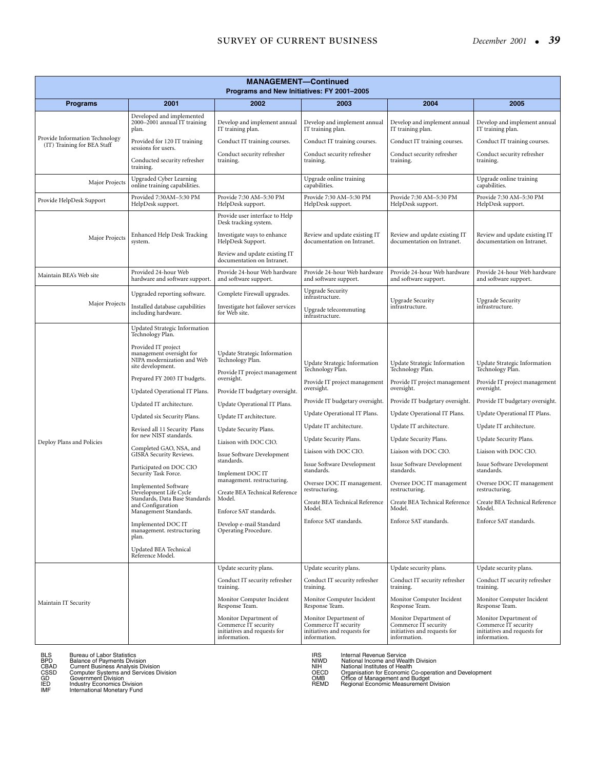**MANAGEMENT—Continued**

**Programs and New Initiatives: FY 2001–2005**

| Programs | 2001 | 2002 | 2003 | 2004 | 2005 |
|---|---|---|---|---|---|
| Provide Information Technology (IT) Training for BEA Staff | Developed and implemented 2000–2001 annual IT training plan.<br>Provided for 120 IT training sessions for users.<br>Conducted security refresher training. | Develop and implement annual IT training plan.<br>Conduct IT training courses.<br>Conduct security refresher training. | Develop and implement annual IT training plan.<br>Conduct IT training courses.<br>Conduct security refresher training. | Develop and implement annual IT training plan.<br>Conduct IT training courses.<br>Conduct security refresher training. | Develop and implement annual IT training plan.<br>Conduct IT training courses.<br>Conduct security refresher training. |
| Major Projects | Upgraded Cyber Learning online training capabilities. | | Upgrade online training capabilities. | | Upgrade online training capabilities. |
| Provide HelpDesk Support | Provided 7:30AM–5:30 PM HelpDesk support. | Provide 7:30 AM–5:30 PM HelpDesk support. | Provide 7:30 AM–5:30 PM HelpDesk support. | Provide 7:30 AM–5:30 PM HelpDesk support. | Provide 7:30 AM–5:30 PM HelpDesk support. |
| Major Projects | Enhanced Help Desk Tracking system. | Provide user interface to Help Desk tracking system.<br>Investigate ways to enhance HelpDesk Support.<br>Review and update existing IT documentation on Intranet. | Review and update existing IT documentation on Intranet. | Review and update existing IT documentation on Intranet. | Review and update existing IT documentation on Intranet. |
| Maintain BEA's Web site | Provided 24-hour Web hardware and software support. | Provide 24-hour Web hardware and software support. | Provide 24-hour Web hardware and software support. | Provide 24-hour Web hardware and software support. | Provide 24-hour Web hardware and software support. |
| Major Projects | Upgraded reporting software.<br>Installed database capabilities including hardware. | Complete Firewall upgrades.<br>Investigate hot failover services for Web site. | Upgrade Security infrastructure.<br>Upgrade telecommuting infrastructure. | Upgrade Security infrastructure. | Upgrade Security infrastructure. |
| Deploy Plans and Policies | Updated Strategic Information Technology Plan.<br>Provided IT project management oversight for NIPA modernization and Web site development.<br>Prepared FY 2003 IT budgets.<br>Updated Operational IT Plans.<br>Updated IT architecture.<br>Updated six Security Plans.<br>Revised all 11 Security Plans for new NIST standards.<br>Completed GAO, NSA, and GISRA Security Reviews.<br>Participated on DOC CIO Security Task Force.<br>Implemented Software Development Life Cycle Standards, Data Base Standards and Configuration Management Standards.<br>Implemented DOC IT management. restructuring plan.<br>Updated BEA Technical Reference Model. | Update Strategic Information Technology Plan.<br>Provide IT project management oversight.<br>Provide IT budgetary oversight.<br>Update Operational IT Plans.<br>Update IT architecture.<br>Update Security Plans.<br>Liaison with DOC CIO.<br>Issue Software Development standards.<br>Implement DOC IT management. restructuring.<br>Create BEA Technical Reference Model.<br>Enforce SAT standards.<br>Develop e-mail Standard Operating Procedure. | Update Strategic Information Technology Plan.<br>Provide IT project management oversight.<br>Provide IT budgetary oversight.<br>Update Operational IT Plans.<br>Update IT architecture.<br>Update Security Plans.<br>Liaison with DOC CIO.<br>Issue Software Development standards.<br>Oversee DOC IT management. restructuring.<br>Create BEA Technical Reference Model.<br>Enforce SAT standards. | Update Strategic Information Technology Plan.<br>Provide IT project management oversight.<br>Provide IT budgetary oversight.<br>Update Operational IT Plans.<br>Update IT architecture.<br>Update Security Plans.<br>Liaison with DOC CIO.<br>Issue Software Development standards.<br>Oversee DOC IT management restructuring.<br>Create BEA Technical Reference Model.<br>Enforce SAT standards. | Update Strategic Information Technology Plan.<br>Provide IT project management oversight.<br>Provide IT budgetary oversight.<br>Update Operational IT Plans.<br>Update IT architecture.<br>Update Security Plans.<br>Liaison with DOC CIO.<br>Issue Software Development standards.<br>Oversee DOC IT management restructuring.<br>Create BEA Technical Reference Model.<br>Enforce SAT standards. |
| Maintain IT Security | | Update security plans.<br>Conduct IT security refresher training.<br>Monitor Computer Incident Response Team.<br>Monitor Department of Commerce IT security initiatives and requests for information. | Update security plans.<br>Conduct IT security refresher training.<br>Monitor Computer Incident Response Team.<br>Monitor Department of Commerce IT security initiatives and requests for information. | Update security plans.<br>Conduct IT security refresher training.<br>Monitor Computer Incident Response Team.<br>Monitor Department of Commerce IT security initiatives and requests for information. | Update security plans.<br>Conduct IT security refresher training.<br>Monitor Computer Incident Response Team.<br>Monitor Department of Commerce IT security initiatives and requests for information. |

BLS Bureau of Labor Statistics
BPD Balance of Payments Division
CBAD Current Business Analysis Division
CSSD Computer Systems and Services Division
GD Government Division
IED Industry Economics Division
IMF International Monetary Fund

IRS Internal Revenue Service
NIWD National Income and Wealth Division
NIH National Institutes of Health
OECD Organisation for Economic Co-operation and Development
OMB Office of Management and Budget
REMD Regional Economic Measurement Division